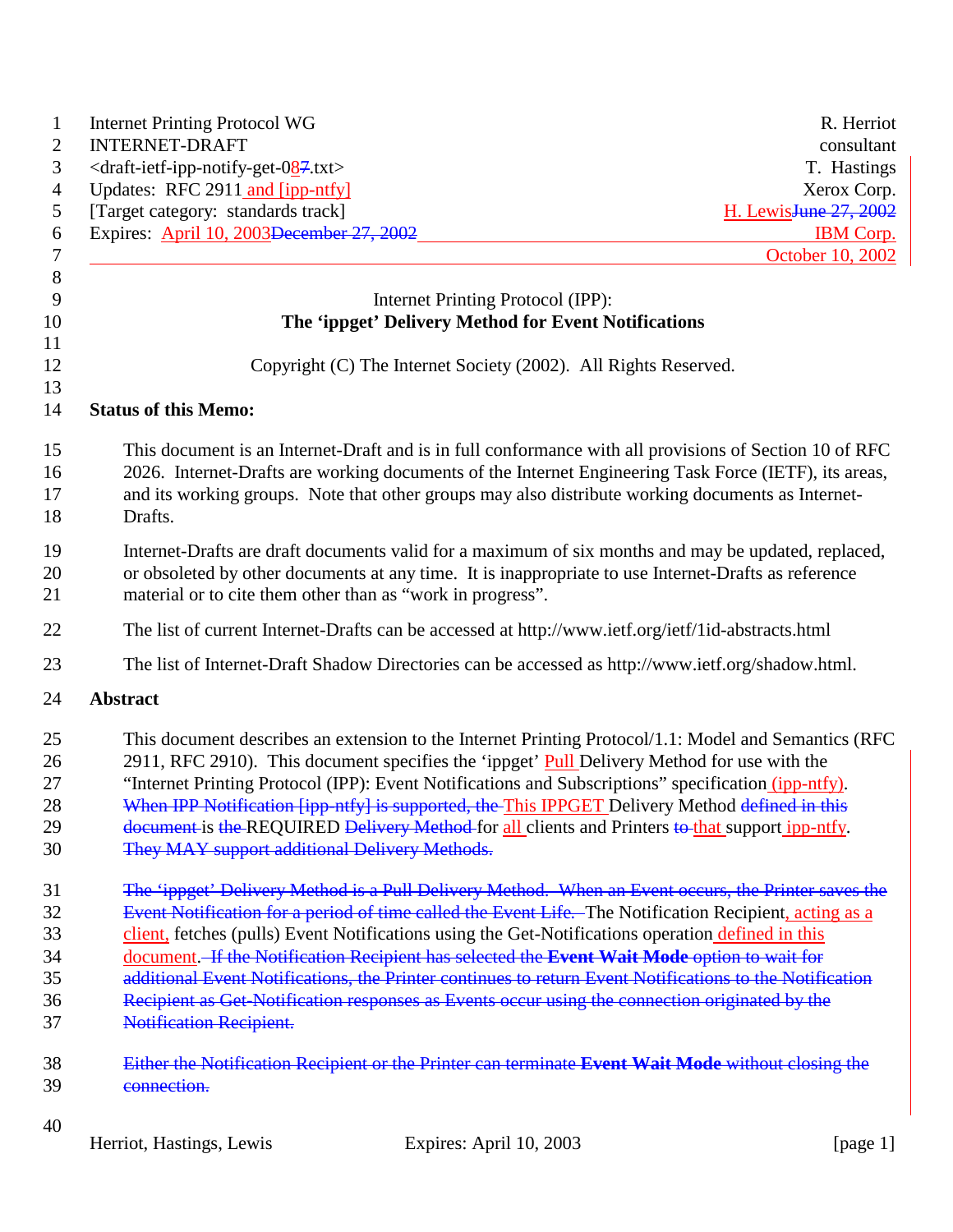Internet Printing Protocol WG                                                    R. Herriot
INTERNET-DRAFT                                                                   consultant
<draft-ietf-ipp-notify-get-087.txt>                                              T. Hastings
Updates: RFC 2911 and [ipp-ntfy]                                                 Xerox Corp.
[Target category: standards track]                                               H. LewisJune 27, 2002
Expires: April 10, 2003December 27, 2002                                         IBM Corp.
October 10, 2002

# Internet Printing Protocol (IPP):
# The 'ippget' Delivery Method for Event Notifications

Copyright (C) The Internet Society (2002). All Rights Reserved.

## Status of this Memo:

This document is an Internet-Draft and is in full conformance with all provisions of Section 10 of RFC 2026. Internet-Drafts are working documents of the Internet Engineering Task Force (IETF), its areas, and its working groups. Note that other groups may also distribute working documents as Internet-Drafts.

Internet-Drafts are draft documents valid for a maximum of six months and may be updated, replaced, or obsoleted by other documents at any time. It is inappropriate to use Internet-Drafts as reference material or to cite them other than as "work in progress".

The list of current Internet-Drafts can be accessed at http://www.ietf.org/ietf/1id-abstracts.html

The list of Internet-Draft Shadow Directories can be accessed as http://www.ietf.org/shadow.html.

## Abstract

This document describes an extension to the Internet Printing Protocol/1.1: Model and Semantics (RFC 2911, RFC 2910). This document specifies the 'ippget' Pull Delivery Method for use with the "Internet Printing Protocol (IPP): Event Notifications and Subscriptions" specification (ipp-ntfy). When IPP Notification [ipp-ntfy] is supported, the This IPPGET Delivery Method defined in this document is the REQUIRED Delivery Method for all clients and Printers to that support ipp-ntfy. They MAY support additional Delivery Methods.

The 'ippget' Delivery Method is a Pull Delivery Method. When an Event occurs, the Printer saves the Event Notification for a period of time called the Event Life. The Notification Recipient, acting as a client, fetches (pulls) Event Notifications using the Get-Notifications operation defined in this document. If the Notification Recipient has selected the **Event Wait Mode** option to wait for additional Event Notifications, the Printer continues to return Event Notifications to the Notification Recipient as Get-Notification responses as Events occur using the connection originated by the Notification Recipient.

Either the Notification Recipient or the Printer can terminate **Event Wait Mode** without closing the connection.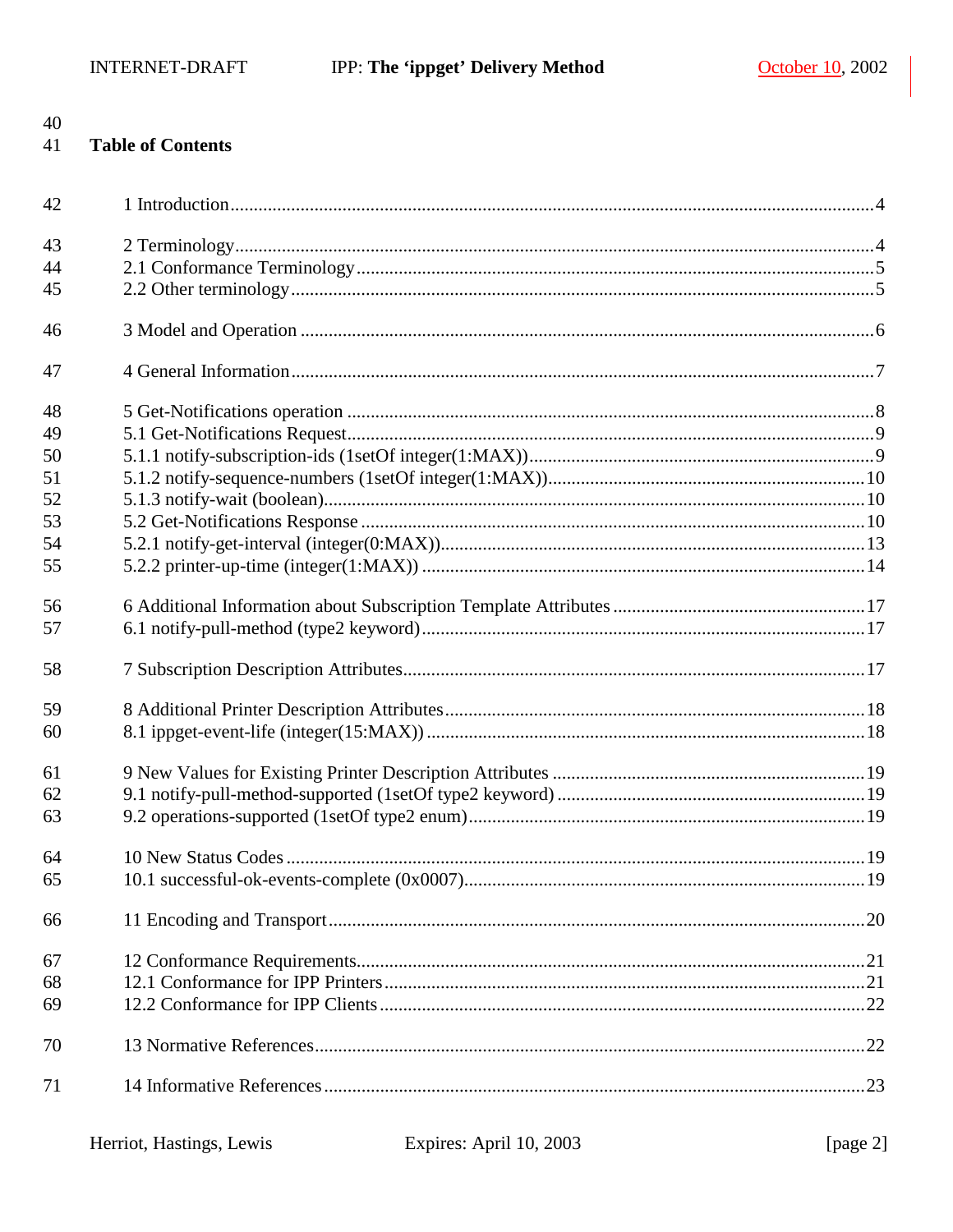## Table of Contents

1 Introduction....................................................................................................................4

2 Terminology....................................................................................................................4
2.1 Conformance Terminology..........................................................................................5
2.2 Other terminology........................................................................................................5

3 Model and Operation ......................................................................................................6

4 General Information........................................................................................................7

5 Get-Notifications operation ............................................................................................8
5.1 Get-Notifications Request.............................................................................................9
5.1.1 notify-subscription-ids (1setOf integer(1:MAX))......................................................9
5.1.2 notify-sequence-numbers (1setOf integer(1:MAX))..................................................10
5.1.3 notify-wait (boolean).................................................................................................10
5.2 Get-Notifications Response .........................................................................................10
5.2.1 notify-get-interval (integer(0:MAX))........................................................................13
5.2.2 printer-up-time (integer(1:MAX)) ............................................................................14

6 Additional Information about Subscription Template Attributes ....................................17
6.1 notify-pull-method (type2 keyword)............................................................................17

7 Subscription Description Attributes................................................................................17

8 Additional Printer Description Attributes.......................................................................18
8.1 ippget-event-life (integer(15:MAX)) ...........................................................................18

9 New Values for Existing Printer Description Attributes ................................................19
9.1 notify-pull-method-supported (1setOf type2 keyword) ...............................................19
9.2 operations-supported (1setOf type2 enum)..................................................................19

10 New Status Codes .........................................................................................................19
10.1 successful-ok-events-complete (0x0007)....................................................................19

11 Encoding and Transport ................................................................................................20

12 Conformance Requirements..........................................................................................21
12.1 Conformance for IPP Printers.....................................................................................21
12.2 Conformance for IPP Clients......................................................................................22

13 Normative References...................................................................................................22

14 Informative References.................................................................................................23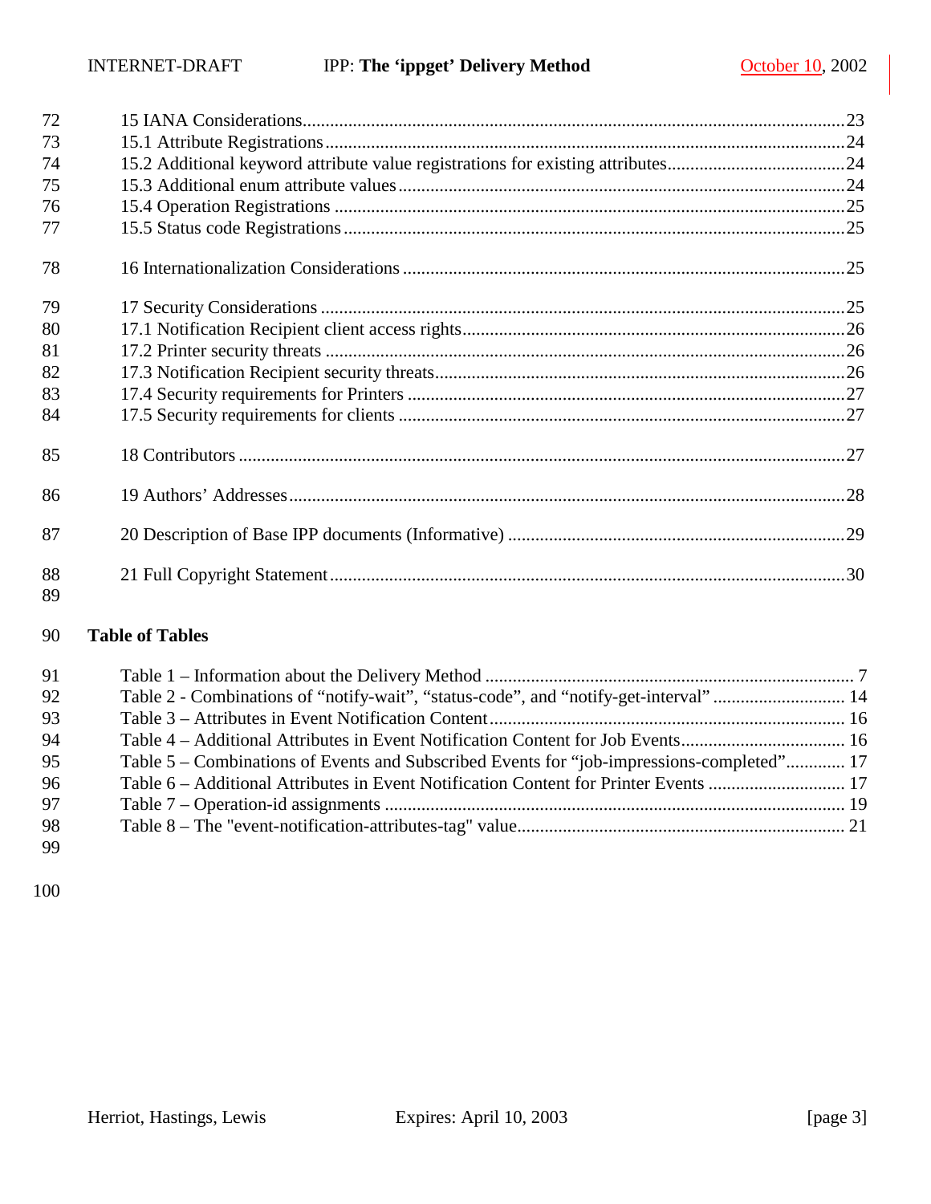15 IANA Considerations......................................................................................................................23
15.1 Attribute Registrations.................................................................................................................24
15.2 Additional keyword attribute value registrations for existing attributes.......................................24
15.3 Additional enum attribute values.................................................................................................24
15.4 Operation Registrations ...............................................................................................................25
15.5 Status code Registrations.............................................................................................................25

16 Internationalization Considerations ................................................................................................25

17 Security Considerations ..................................................................................................................25
17.1 Notification Recipient client access rights...................................................................................26
17.2 Printer security threats .................................................................................................................26
17.3 Notification Recipient security threats.........................................................................................26
17.4 Security requirements for Printers ...............................................................................................27
17.5 Security requirements for clients .................................................................................................27

18 Contributors ....................................................................................................................................27

19 Authors' Addresses.........................................................................................................................28

20 Description of Base IPP documents (Informative) ..........................................................................29

21 Full Copyright Statement................................................................................................................30

**Table of Tables**

Table 1 – Information about the Delivery Method ................................................................................ 7
Table 2 - Combinations of "notify-wait", "status-code", and "notify-get-interval" ............................. 14
Table 3 – Attributes in Event Notification Content............................................................................. 16
Table 4 – Additional Attributes in Event Notification Content for Job Events.................................... 16
Table 5 – Combinations of Events and Subscribed Events for "job-impressions-completed"............. 17
Table 6 – Additional Attributes in Event Notification Content for Printer Events .............................. 17
Table 7 – Operation-id assignments ..................................................................................................... 19
Table 8 – The "event-notification-attributes-tag" value....................................................................... 21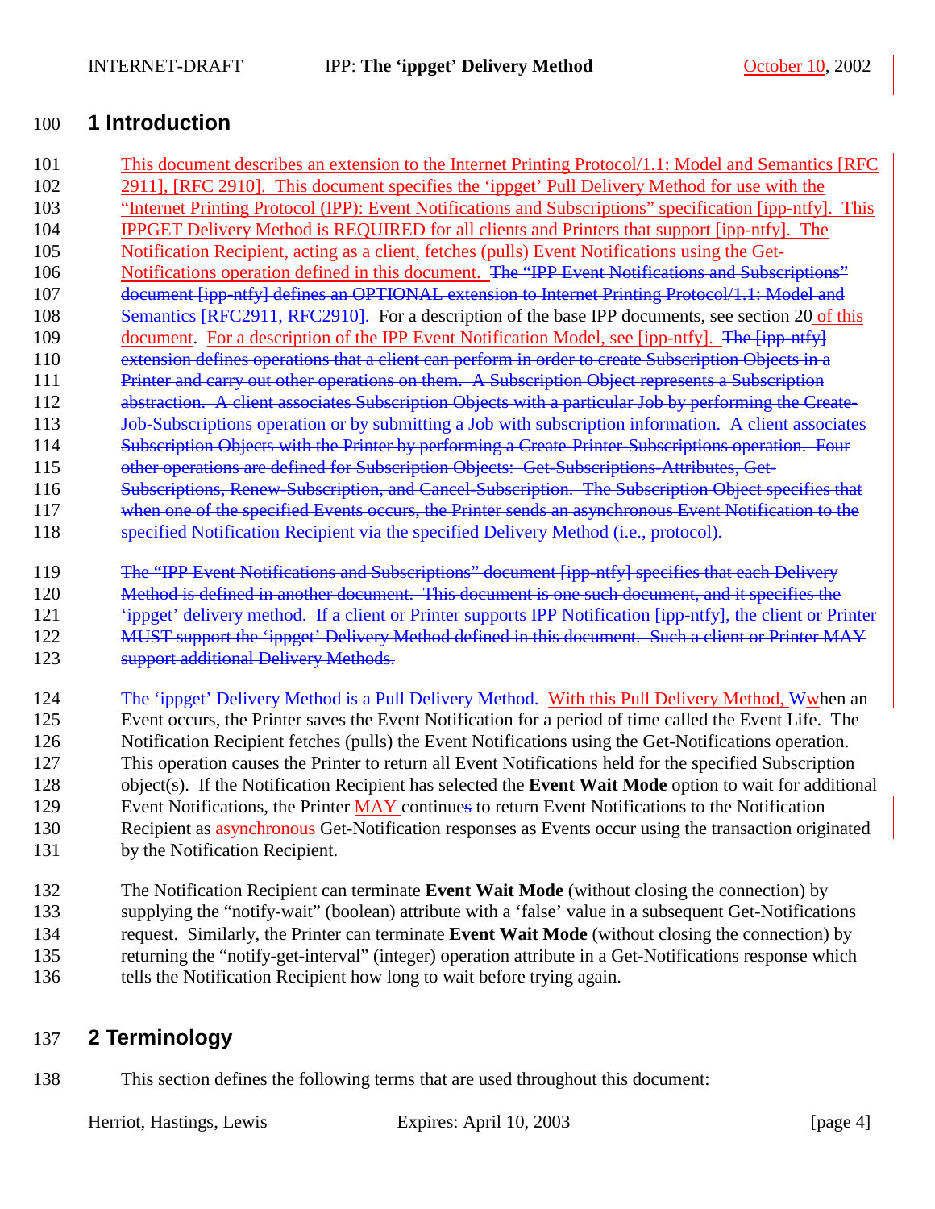# 1 Introduction

This document describes an extension to the Internet Printing Protocol/1.1: Model and Semantics [RFC 2911], [RFC 2910]. This document specifies the 'ippget' Pull Delivery Method for use with the "Internet Printing Protocol (IPP): Event Notifications and Subscriptions" specification [ipp-ntfy]. This IPPGET Delivery Method is REQUIRED for all clients and Printers that support [ipp-ntfy]. The Notification Recipient, acting as a client, fetches (pulls) Event Notifications using the Get-Notifications operation defined in this document. ~~The "IPP Event Notifications and Subscriptions" document [ipp-ntfy] defines an OPTIONAL extension to Internet Printing Protocol/1.1: Model and Semantics [RFC2911, RFC2910].~~ For a description of the base IPP documents, see section 20 of this document. For a description of the IPP Event Notification Model, see [ipp-ntfy]. ~~The [ipp-ntfy] extension defines operations that a client can perform in order to create Subscription Objects in a Printer and carry out other operations on them. A Subscription Object represents a Subscription abstraction. A client associates Subscription Objects with a particular Job by performing the Create-Job-Subscriptions operation or by submitting a Job with subscription information. A client associates Subscription Objects with the Printer by performing a Create-Printer-Subscriptions operation. Four other operations are defined for Subscription Objects: Get-Subscriptions-Attributes, Get-Subscriptions, Renew-Subscription, and Cancel-Subscription. The Subscription Object specifies that when one of the specified Events occurs, the Printer sends an asynchronous Event Notification to the specified Notification Recipient via the specified Delivery Method (i.e., protocol).~~

~~The "IPP Event Notifications and Subscriptions" document [ipp-ntfy] specifies that each Delivery Method is defined in another document. This document is one such document, and it specifies the 'ippget' delivery method. If a client or Printer supports IPP Notification [ipp-ntfy], the client or Printer MUST support the 'ippget' Delivery Method defined in this document. Such a client or Printer MAY support additional Delivery Methods.~~

~~The 'ippget' Delivery Method is a Pull Delivery Method.~~ With this Pull Delivery Method, ~~W~~when an Event occurs, the Printer saves the Event Notification for a period of time called the Event Life. The Notification Recipient fetches (pulls) the Event Notifications using the Get-Notifications operation. This operation causes the Printer to return all Event Notifications held for the specified Subscription object(s). If the Notification Recipient has selected the **Event Wait Mode** option to wait for additional Event Notifications, the Printer MAY continue~~s~~ to return Event Notifications to the Notification Recipient as asynchronous Get-Notification responses as Events occur using the transaction originated by the Notification Recipient.

The Notification Recipient can terminate **Event Wait Mode** (without closing the connection) by supplying the "notify-wait" (boolean) attribute with a 'false' value in a subsequent Get-Notifications request. Similarly, the Printer can terminate **Event Wait Mode** (without closing the connection) by returning the "notify-get-interval" (integer) operation attribute in a Get-Notifications response which tells the Notification Recipient how long to wait before trying again.

# 2 Terminology

This section defines the following terms that are used throughout this document: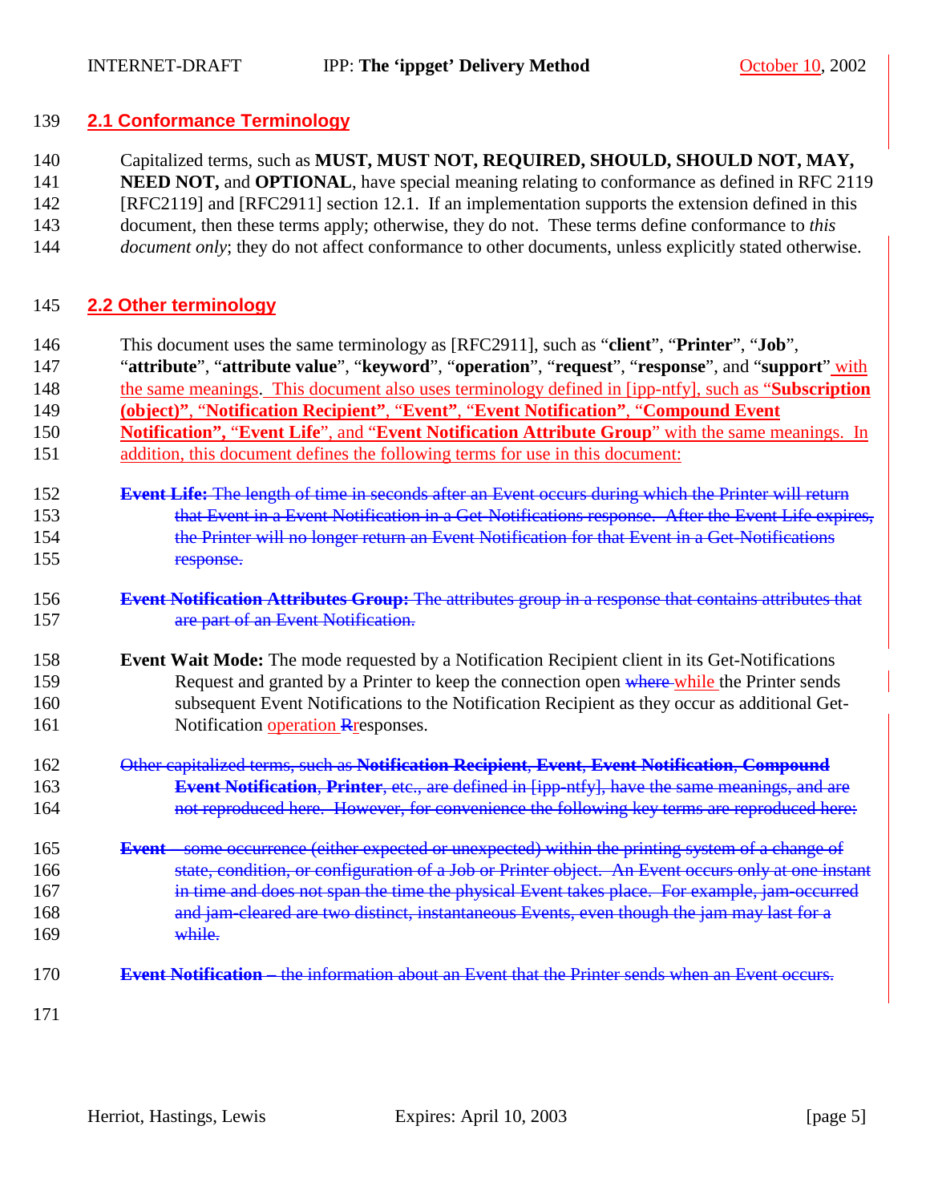## 2.1 Conformance Terminology

Capitalized terms, such as **MUST, MUST NOT, REQUIRED, SHOULD, SHOULD NOT, MAY, NEED NOT,** and **OPTIONAL**, have special meaning relating to conformance as defined in RFC 2119 [RFC2119] and [RFC2911] section 12.1. If an implementation supports the extension defined in this document, then these terms apply; otherwise, they do not. These terms define conformance to *this document only*; they do not affect conformance to other documents, unless explicitly stated otherwise.

## 2.2 Other terminology

This document uses the same terminology as [RFC2911], such as "**client**", "**Printer**", "**Job**", "**attribute**", "**attribute value**", "**keyword**", "**operation**", "**request**", "**response**", and "**support**" with the same meanings. This document also uses terminology defined in [ipp-ntfy], such as "**Subscription (object)**", "**Notification Recipient**", "**Event**", "**Event Notification**", "**Compound Event Notification**", "**Event Life**", and "**Event Notification Attribute Group**" with the same meanings. In addition, this document defines the following terms for use in this document:

~~**Event Life:** The length of time in seconds after an Event occurs during which the Printer will return that Event in a Event Notification in a Get-Notifications response. After the Event Life expires, the Printer will no longer return an Event Notification for that Event in a Get-Notifications response.~~

~~**Event Notification Attributes Group:** The attributes group in a response that contains attributes that are part of an Event Notification.~~

**Event Wait Mode:** The mode requested by a Notification Recipient client in its Get-Notifications Request and granted by a Printer to keep the connection open ~~where~~ while the Printer sends subsequent Event Notifications to the Notification Recipient as they occur as additional Get-Notification operation ~~R~~responses.

~~Other capitalized terms, such as **Notification Recipient**, **Event**, **Event Notification**, **Compound Event Notification**, **Printer**, etc., are defined in [ipp-ntfy], have the same meanings, and are not reproduced here. However, for convenience the following key terms are reproduced here:~~

~~**Event** – some occurrence (either expected or unexpected) within the printing system of a change of state, condition, or configuration of a Job or Printer object. An Event occurs only at one instant in time and does not span the time the physical Event takes place. For example, jam-occurred and jam-cleared are two distinct, instantaneous Events, even though the jam may last for a while.~~

~~**Event Notification** – the information about an Event that the Printer sends when an Event occurs.~~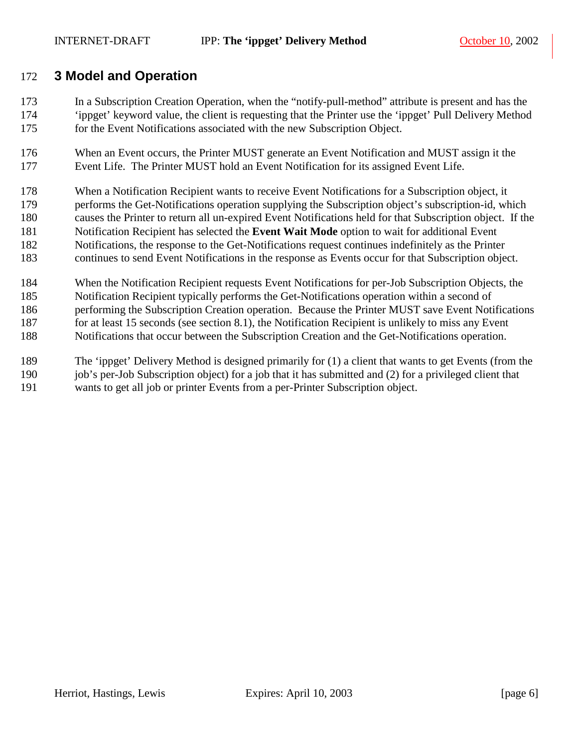# 3 Model and Operation

In a Subscription Creation Operation, when the "notify-pull-method" attribute is present and has the 'ippget' keyword value, the client is requesting that the Printer use the 'ippget' Pull Delivery Method for the Event Notifications associated with the new Subscription Object.

When an Event occurs, the Printer MUST generate an Event Notification and MUST assign it the Event Life. The Printer MUST hold an Event Notification for its assigned Event Life.

When a Notification Recipient wants to receive Event Notifications for a Subscription object, it performs the Get-Notifications operation supplying the Subscription object's subscription-id, which causes the Printer to return all un-expired Event Notifications held for that Subscription object. If the Notification Recipient has selected the **Event Wait Mode** option to wait for additional Event Notifications, the response to the Get-Notifications request continues indefinitely as the Printer continues to send Event Notifications in the response as Events occur for that Subscription object.

When the Notification Recipient requests Event Notifications for per-Job Subscription Objects, the Notification Recipient typically performs the Get-Notifications operation within a second of performing the Subscription Creation operation. Because the Printer MUST save Event Notifications for at least 15 seconds (see section 8.1), the Notification Recipient is unlikely to miss any Event Notifications that occur between the Subscription Creation and the Get-Notifications operation.

The 'ippget' Delivery Method is designed primarily for (1) a client that wants to get Events (from the job's per-Job Subscription object) for a job that it has submitted and (2) for a privileged client that wants to get all job or printer Events from a per-Printer Subscription object.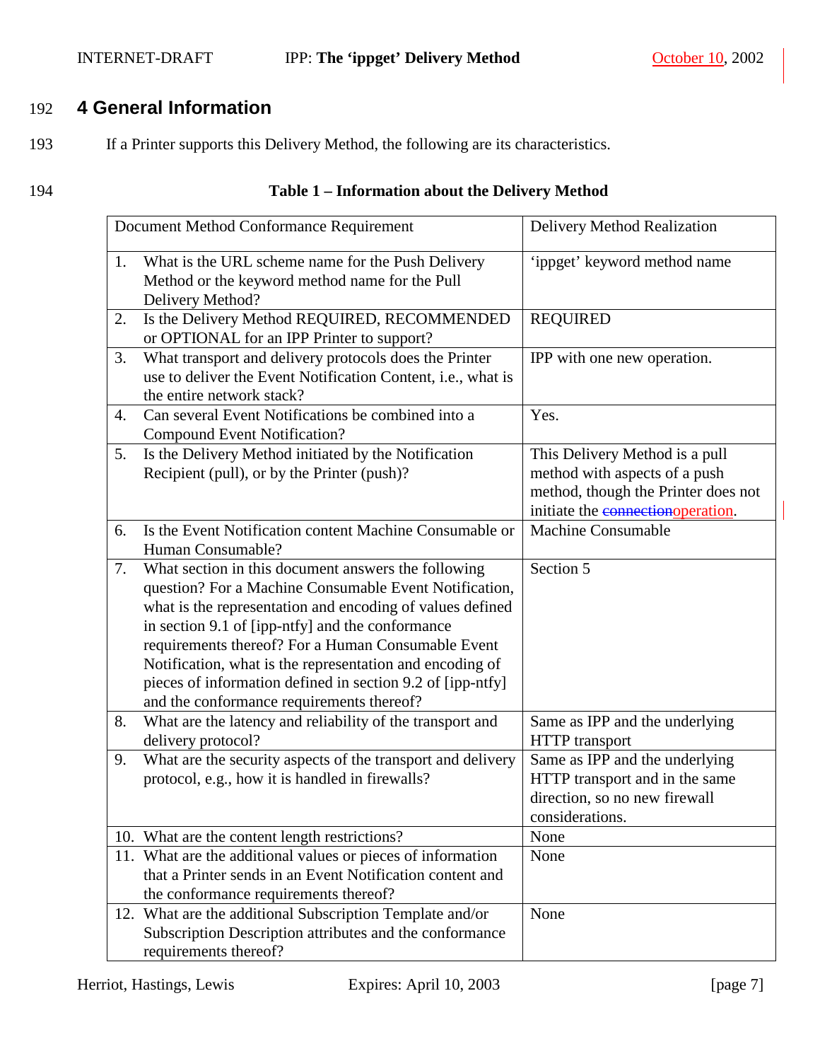# 4 General Information

If a Printer supports this Delivery Method, the following are its characteristics.

**Table 1 – Information about the Delivery Method**

| Document Method Conformance Requirement | Delivery Method Realization |
|---|---|
| 1. What is the URL scheme name for the Push Delivery Method or the keyword method name for the Pull Delivery Method? | ‘ippget’ keyword method name |
| 2. Is the Delivery Method REQUIRED, RECOMMENDED or OPTIONAL for an IPP Printer to support? | REQUIRED |
| 3. What transport and delivery protocols does the Printer use to deliver the Event Notification Content, i.e., what is the entire network stack? | IPP with one new operation. |
| 4. Can several Event Notifications be combined into a Compound Event Notification? | Yes. |
| 5. Is the Delivery Method initiated by the Notification Recipient (pull), or by the Printer (push)? | This Delivery Method is a pull method with aspects of a push method, though the Printer does not initiate the ~~connection~~operation. |
| 6. Is the Event Notification content Machine Consumable or Human Consumable? | Machine Consumable |
| 7. What section in this document answers the following question? For a Machine Consumable Event Notification, what is the representation and encoding of values defined in section 9.1 of [ipp-ntfy] and the conformance requirements thereof? For a Human Consumable Event Notification, what is the representation and encoding of pieces of information defined in section 9.2 of [ipp-ntfy] and the conformance requirements thereof? | Section 5 |
| 8. What are the latency and reliability of the transport and delivery protocol? | Same as IPP and the underlying HTTP transport |
| 9. What are the security aspects of the transport and delivery protocol, e.g., how it is handled in firewalls? | Same as IPP and the underlying HTTP transport and in the same direction, so no new firewall considerations. |
| 10. What are the content length restrictions? | None |
| 11. What are the additional values or pieces of information that a Printer sends in an Event Notification content and the conformance requirements thereof? | None |
| 12. What are the additional Subscription Template and/or Subscription Description attributes and the conformance requirements thereof? | None |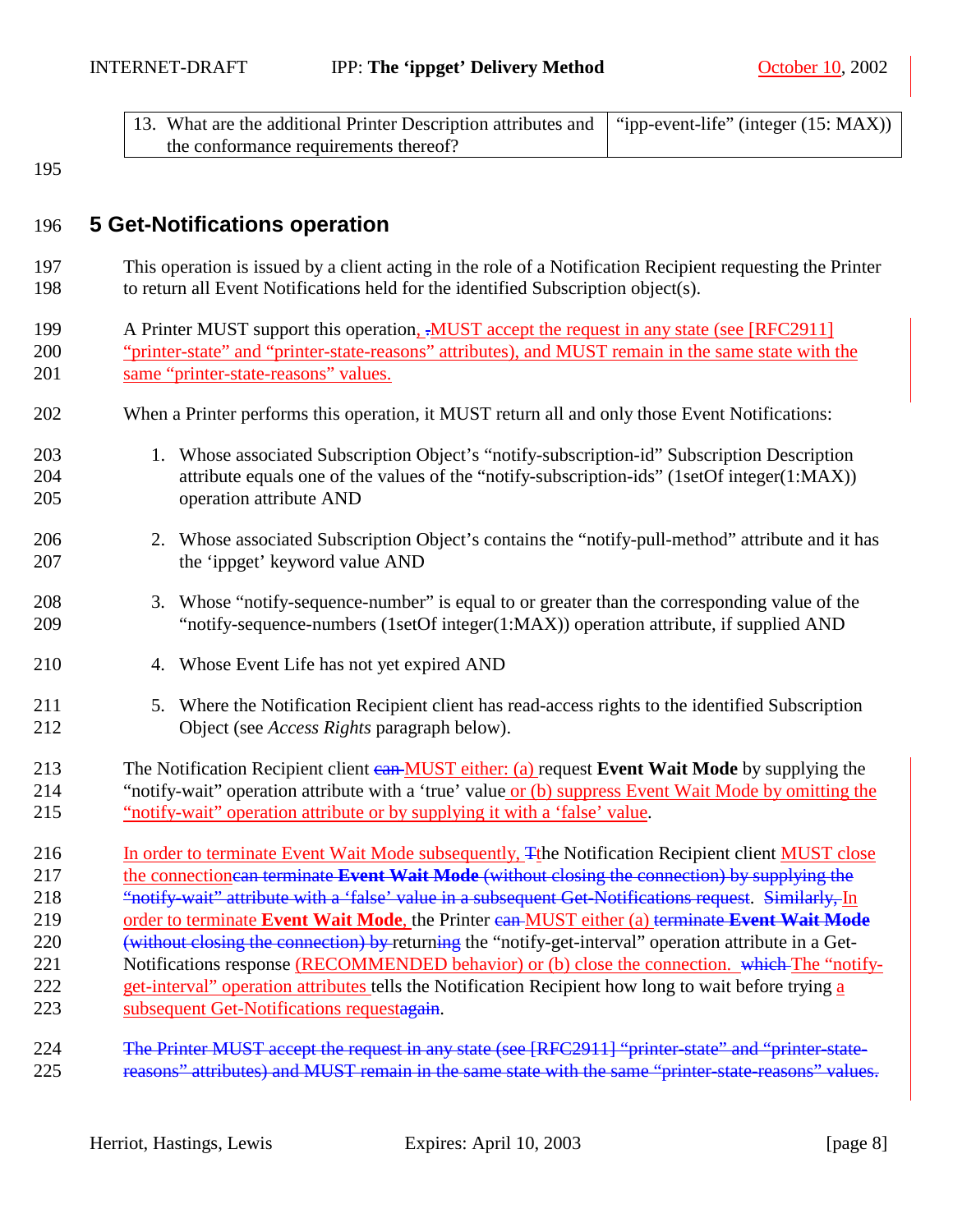| 13. What are the additional Printer Description attributes and the conformance requirements thereof? | "ipp-event-life" (integer (15: MAX)) |
|---|---|

## 5 Get-Notifications operation

This operation is issued by a client acting in the role of a Notification Recipient requesting the Printer to return all Event Notifications held for the identified Subscription object(s).

A Printer MUST support this operation, MUST accept the request in any state (see [RFC2911] "printer-state" and "printer-state-reasons" attributes), and MUST remain in the same state with the same "printer-state-reasons" values.

When a Printer performs this operation, it MUST return all and only those Event Notifications:

1. Whose associated Subscription Object's "notify-subscription-id" Subscription Description attribute equals one of the values of the "notify-subscription-ids" (1setOf integer(1:MAX)) operation attribute AND

2. Whose associated Subscription Object's contains the "notify-pull-method" attribute and it has the 'ippget' keyword value AND

3. Whose "notify-sequence-number" is equal to or greater than the corresponding value of the "notify-sequence-numbers (1setOf integer(1:MAX)) operation attribute, if supplied AND

4. Whose Event Life has not yet expired AND

5. Where the Notification Recipient client has read-access rights to the identified Subscription Object (see *Access Rights* paragraph below).

The Notification Recipient client MUST either: (a) request **Event Wait Mode** by supplying the "notify-wait" operation attribute with a 'true' value or (b) suppress Event Wait Mode by omitting the "notify-wait" operation attribute or by supplying it with a 'false' value.

In order to terminate Event Wait Mode subsequently, the Notification Recipient client MUST close the connection. In order to terminate **Event Wait Mode**, the Printer MUST either (a) returning the "notify-get-interval" operation attribute in a Get-Notifications response (RECOMMENDED behavior) or (b) close the connection. The "notify-get-interval" operation attributes tells the Notification Recipient how long to wait before trying a subsequent Get-Notifications request.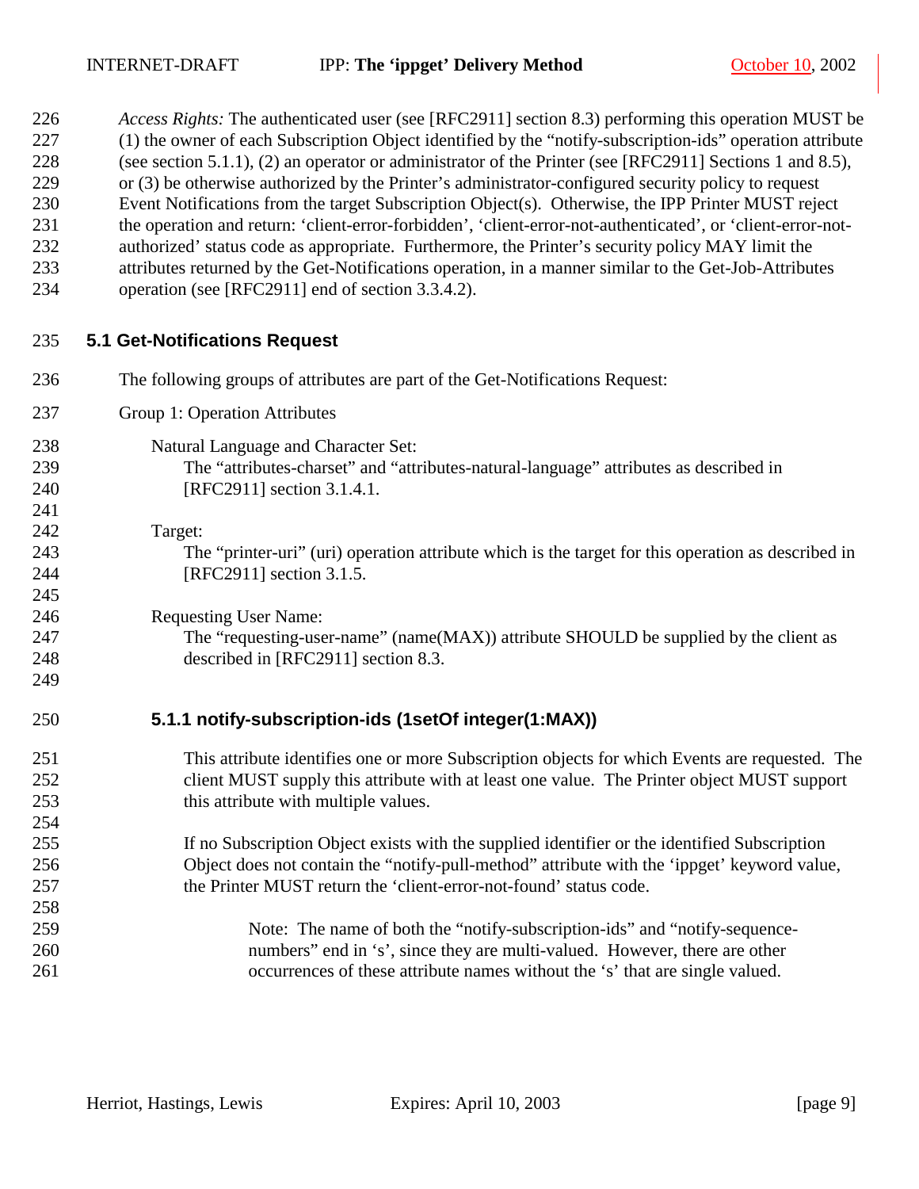*Access Rights:* The authenticated user (see [RFC2911] section 8.3) performing this operation MUST be (1) the owner of each Subscription Object identified by the "notify-subscription-ids" operation attribute (see section 5.1.1), (2) an operator or administrator of the Printer (see [RFC2911] Sections 1 and 8.5), or (3) be otherwise authorized by the Printer's administrator-configured security policy to request Event Notifications from the target Subscription Object(s). Otherwise, the IPP Printer MUST reject the operation and return: 'client-error-forbidden', 'client-error-not-authenticated', or 'client-error-not-authorized' status code as appropriate. Furthermore, the Printer's security policy MAY limit the attributes returned by the Get-Notifications operation, in a manner similar to the Get-Job-Attributes operation (see [RFC2911] end of section 3.3.4.2).

## 5.1 Get-Notifications Request

The following groups of attributes are part of the Get-Notifications Request:

Group 1: Operation Attributes

Natural Language and Character Set:
The "attributes-charset" and "attributes-natural-language" attributes as described in [RFC2911] section 3.1.4.1.

Target:
The "printer-uri" (uri) operation attribute which is the target for this operation as described in [RFC2911] section 3.1.5.

Requesting User Name:
The "requesting-user-name" (name(MAX)) attribute SHOULD be supplied by the client as described in [RFC2911] section 8.3.

### 5.1.1 notify-subscription-ids (1setOf integer(1:MAX))

This attribute identifies one or more Subscription objects for which Events are requested. The client MUST supply this attribute with at least one value. The Printer object MUST support this attribute with multiple values.

If no Subscription Object exists with the supplied identifier or the identified Subscription Object does not contain the "notify-pull-method" attribute with the 'ippget' keyword value, the Printer MUST return the 'client-error-not-found' status code.

> Note: The name of both the "notify-subscription-ids" and "notify-sequence-numbers" end in 's', since they are multi-valued. However, there are other occurrences of these attribute names without the 's' that are single valued.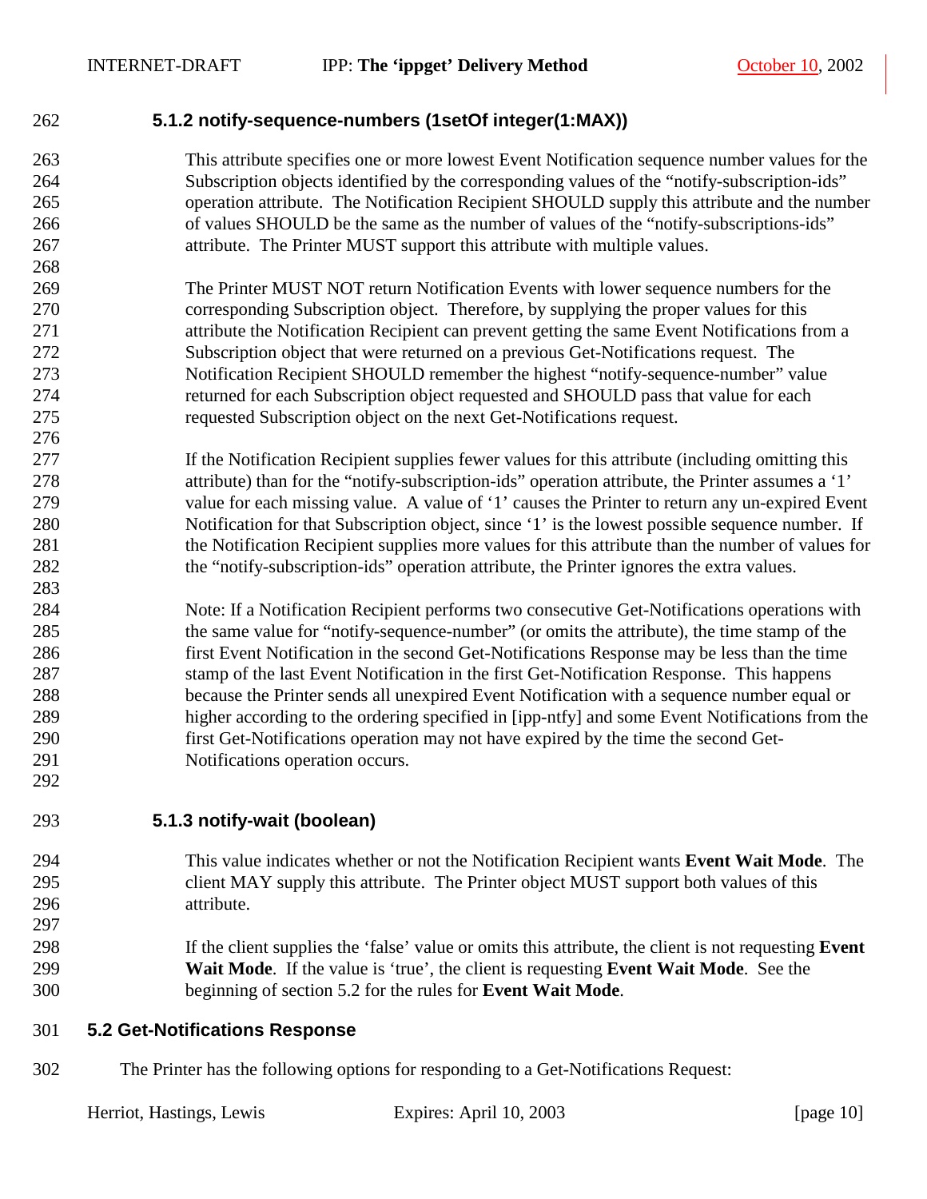#### 5.1.2 notify-sequence-numbers (1setOf integer(1:MAX))

This attribute specifies one or more lowest Event Notification sequence number values for the Subscription objects identified by the corresponding values of the "notify-subscription-ids" operation attribute. The Notification Recipient SHOULD supply this attribute and the number of values SHOULD be the same as the number of values of the "notify-subscriptions-ids" attribute. The Printer MUST support this attribute with multiple values.

The Printer MUST NOT return Notification Events with lower sequence numbers for the corresponding Subscription object. Therefore, by supplying the proper values for this attribute the Notification Recipient can prevent getting the same Event Notifications from a Subscription object that were returned on a previous Get-Notifications request. The Notification Recipient SHOULD remember the highest "notify-sequence-number" value returned for each Subscription object requested and SHOULD pass that value for each requested Subscription object on the next Get-Notifications request.

If the Notification Recipient supplies fewer values for this attribute (including omitting this attribute) than for the "notify-subscription-ids" operation attribute, the Printer assumes a '1' value for each missing value. A value of '1' causes the Printer to return any un-expired Event Notification for that Subscription object, since '1' is the lowest possible sequence number. If the Notification Recipient supplies more values for this attribute than the number of values for the "notify-subscription-ids" operation attribute, the Printer ignores the extra values.

Note: If a Notification Recipient performs two consecutive Get-Notifications operations with the same value for "notify-sequence-number" (or omits the attribute), the time stamp of the first Event Notification in the second Get-Notifications Response may be less than the time stamp of the last Event Notification in the first Get-Notification Response. This happens because the Printer sends all unexpired Event Notification with a sequence number equal or higher according to the ordering specified in [ipp-ntfy] and some Event Notifications from the first Get-Notifications operation may not have expired by the time the second Get-Notifications operation occurs.

#### 5.1.3 notify-wait (boolean)

This value indicates whether or not the Notification Recipient wants **Event Wait Mode**. The client MAY supply this attribute. The Printer object MUST support both values of this attribute.

If the client supplies the 'false' value or omits this attribute, the client is not requesting **Event Wait Mode**. If the value is 'true', the client is requesting **Event Wait Mode**. See the beginning of section 5.2 for the rules for **Event Wait Mode**.

### 5.2 Get-Notifications Response

The Printer has the following options for responding to a Get-Notifications Request: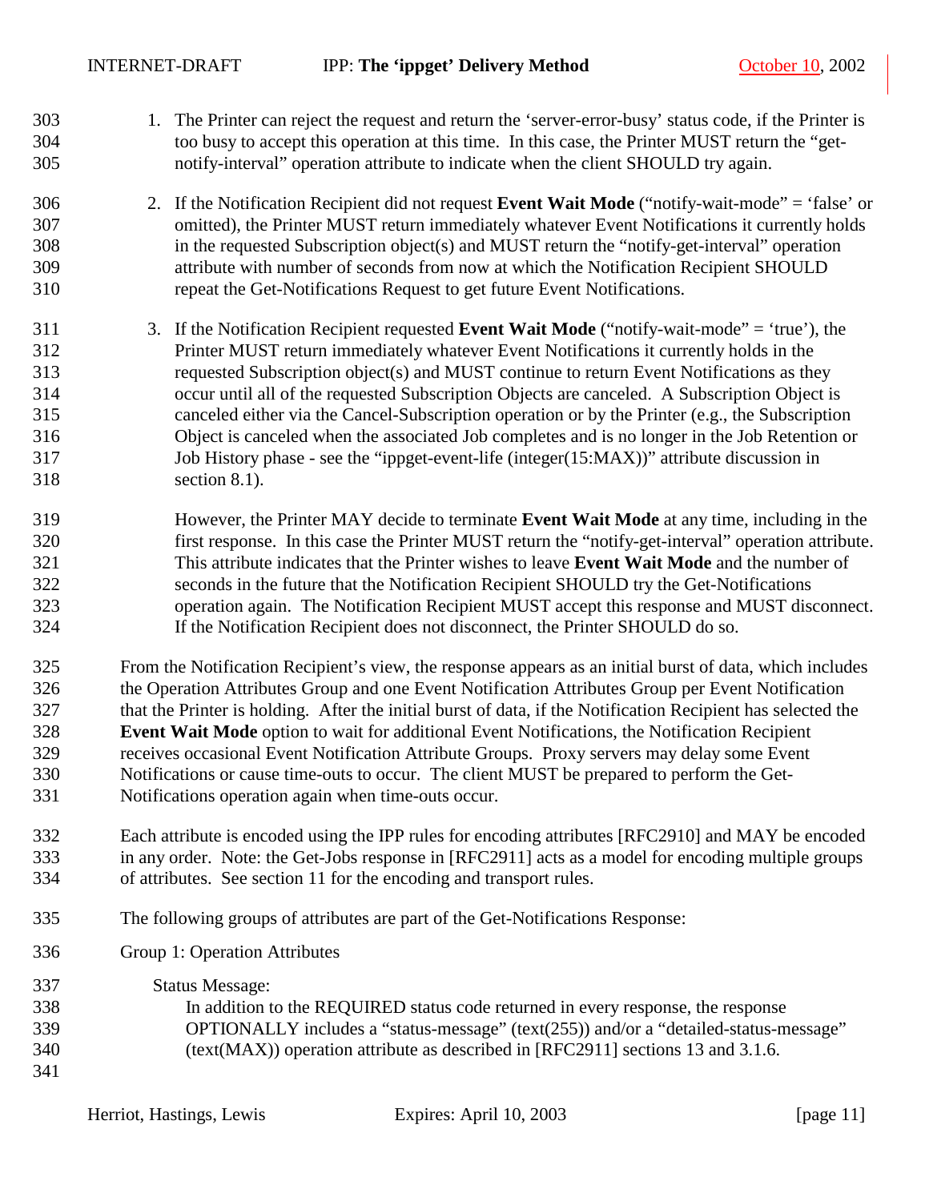1. The Printer can reject the request and return the 'server-error-busy' status code, if the Printer is too busy to accept this operation at this time. In this case, the Printer MUST return the "get-notify-interval" operation attribute to indicate when the client SHOULD try again.

2. If the Notification Recipient did not request **Event Wait Mode** ("notify-wait-mode" = 'false' or omitted), the Printer MUST return immediately whatever Event Notifications it currently holds in the requested Subscription object(s) and MUST return the "notify-get-interval" operation attribute with number of seconds from now at which the Notification Recipient SHOULD repeat the Get-Notifications Request to get future Event Notifications.

3. If the Notification Recipient requested **Event Wait Mode** ("notify-wait-mode" = 'true'), the Printer MUST return immediately whatever Event Notifications it currently holds in the requested Subscription object(s) and MUST continue to return Event Notifications as they occur until all of the requested Subscription Objects are canceled. A Subscription Object is canceled either via the Cancel-Subscription operation or by the Printer (e.g., the Subscription Object is canceled when the associated Job completes and is no longer in the Job Retention or Job History phase - see the "ippget-event-life (integer(15:MAX))" attribute discussion in section 8.1).

   However, the Printer MAY decide to terminate **Event Wait Mode** at any time, including in the first response. In this case the Printer MUST return the "notify-get-interval" operation attribute. This attribute indicates that the Printer wishes to leave **Event Wait Mode** and the number of seconds in the future that the Notification Recipient SHOULD try the Get-Notifications operation again. The Notification Recipient MUST accept this response and MUST disconnect. If the Notification Recipient does not disconnect, the Printer SHOULD do so.

From the Notification Recipient's view, the response appears as an initial burst of data, which includes the Operation Attributes Group and one Event Notification Attributes Group per Event Notification that the Printer is holding. After the initial burst of data, if the Notification Recipient has selected the **Event Wait Mode** option to wait for additional Event Notifications, the Notification Recipient receives occasional Event Notification Attribute Groups. Proxy servers may delay some Event Notifications or cause time-outs to occur. The client MUST be prepared to perform the Get-Notifications operation again when time-outs occur.

Each attribute is encoded using the IPP rules for encoding attributes [RFC2910] and MAY be encoded in any order. Note: the Get-Jobs response in [RFC2911] acts as a model for encoding multiple groups of attributes. See section 11 for the encoding and transport rules.

The following groups of attributes are part of the Get-Notifications Response:

Group 1: Operation Attributes

Status Message:

In addition to the REQUIRED status code returned in every response, the response OPTIONALLY includes a "status-message" (text(255)) and/or a "detailed-status-message" (text(MAX)) operation attribute as described in [RFC2911] sections 13 and 3.1.6.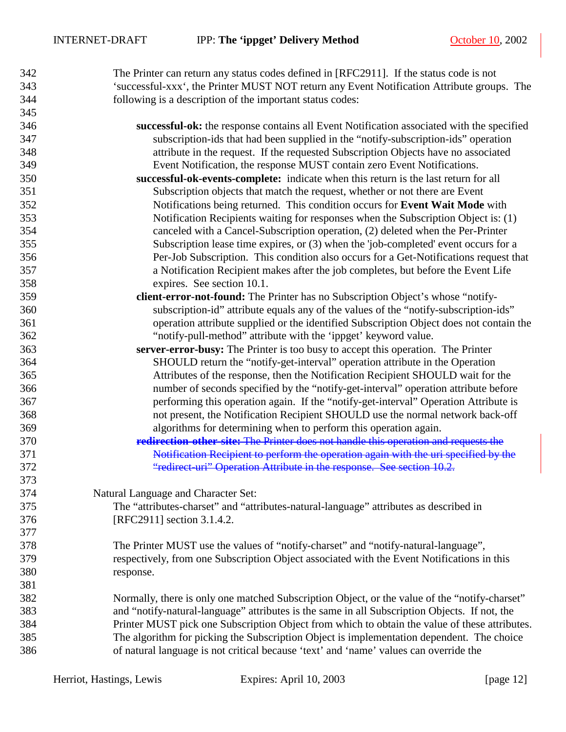The Printer can return any status codes defined in [RFC2911]. If the status code is not 'successful-xxx', the Printer MUST NOT return any Event Notification Attribute groups. The following is a description of the important status codes:

**successful-ok:** the response contains all Event Notification associated with the specified subscription-ids that had been supplied in the "notify-subscription-ids" operation attribute in the request. If the requested Subscription Objects have no associated Event Notification, the response MUST contain zero Event Notifications.

**successful-ok-events-complete:** indicate when this return is the last return for all Subscription objects that match the request, whether or not there are Event Notifications being returned. This condition occurs for **Event Wait Mode** with Notification Recipients waiting for responses when the Subscription Object is: (1) canceled with a Cancel-Subscription operation, (2) deleted when the Per-Printer Subscription lease time expires, or (3) when the 'job-completed' event occurs for a Per-Job Subscription. This condition also occurs for a Get-Notifications request that a Notification Recipient makes after the job completes, but before the Event Life expires. See section 10.1.

**client-error-not-found:** The Printer has no Subscription Object's whose "notify-subscription-id" attribute equals any of the values of the "notify-subscription-ids" operation attribute supplied or the identified Subscription Object does not contain the "notify-pull-method" attribute with the 'ippget' keyword value.

**server-error-busy:** The Printer is too busy to accept this operation. The Printer SHOULD return the "notify-get-interval" operation attribute in the Operation Attributes of the response, then the Notification Recipient SHOULD wait for the number of seconds specified by the "notify-get-interval" operation attribute before performing this operation again. If the "notify-get-interval" Operation Attribute is not present, the Notification Recipient SHOULD use the normal network back-off algorithms for determining when to perform this operation again.

~~**redirection-other-site:** The Printer does not handle this operation and requests the Notification Recipient to perform the operation again with the uri specified by the "redirect-uri" Operation Attribute in the response. See section 10.2.~~

Natural Language and Character Set:

The "attributes-charset" and "attributes-natural-language" attributes as described in [RFC2911] section 3.1.4.2.

The Printer MUST use the values of "notify-charset" and "notify-natural-language", respectively, from one Subscription Object associated with the Event Notifications in this response.

Normally, there is only one matched Subscription Object, or the value of the "notify-charset" and "notify-natural-language" attributes is the same in all Subscription Objects. If not, the Printer MUST pick one Subscription Object from which to obtain the value of these attributes. The algorithm for picking the Subscription Object is implementation dependent. The choice of natural language is not critical because 'text' and 'name' values can override the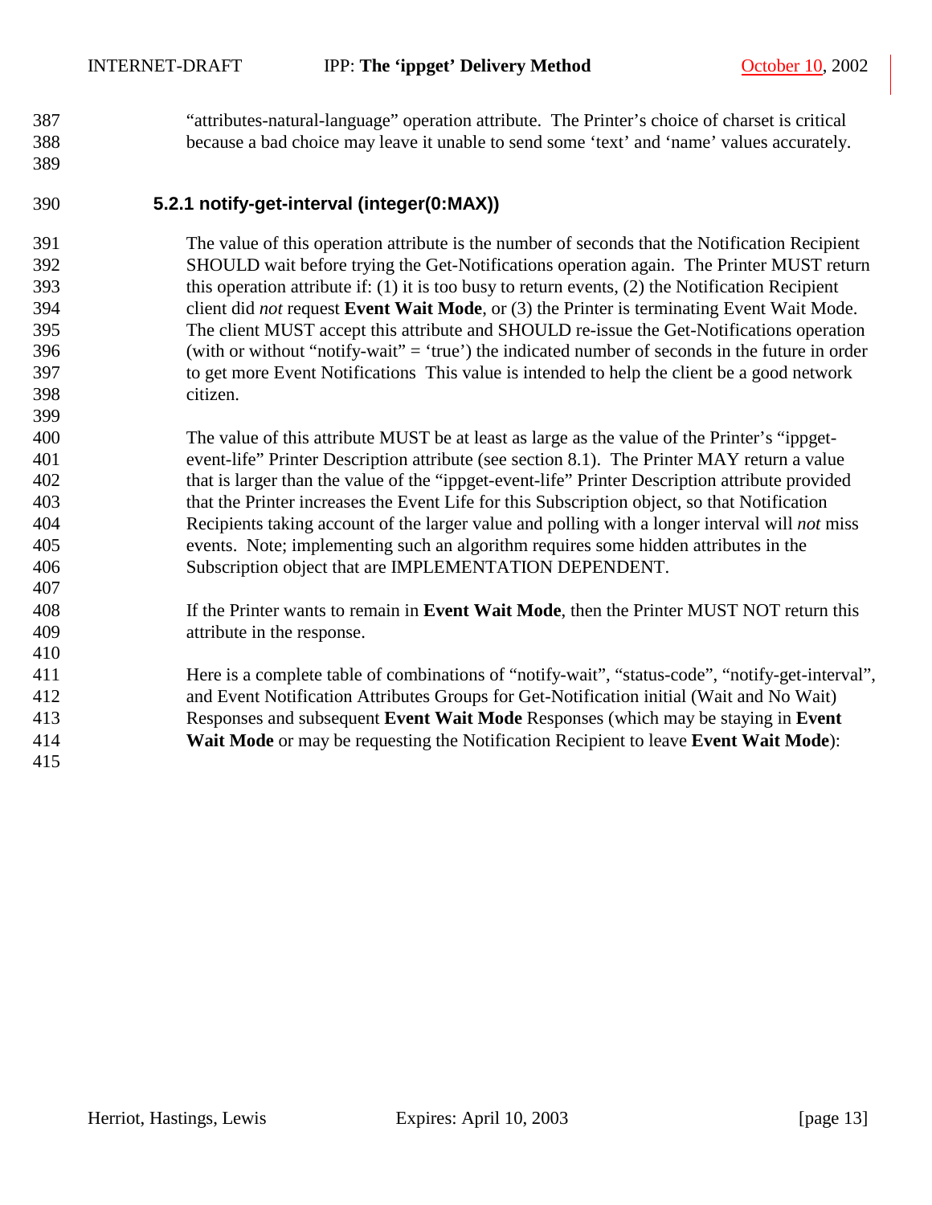"attributes-natural-language" operation attribute. The Printer's choice of charset is critical because a bad choice may leave it unable to send some 'text' and 'name' values accurately.

### 5.2.1 notify-get-interval (integer(0:MAX))

The value of this operation attribute is the number of seconds that the Notification Recipient SHOULD wait before trying the Get-Notifications operation again. The Printer MUST return this operation attribute if: (1) it is too busy to return events, (2) the Notification Recipient client did *not* request **Event Wait Mode**, or (3) the Printer is terminating Event Wait Mode. The client MUST accept this attribute and SHOULD re-issue the Get-Notifications operation (with or without "notify-wait" = 'true') the indicated number of seconds in the future in order to get more Event Notifications This value is intended to help the client be a good network citizen.

The value of this attribute MUST be at least as large as the value of the Printer's "ippget-event-life" Printer Description attribute (see section 8.1). The Printer MAY return a value that is larger than the value of the "ippget-event-life" Printer Description attribute provided that the Printer increases the Event Life for this Subscription object, so that Notification Recipients taking account of the larger value and polling with a longer interval will *not* miss events. Note; implementing such an algorithm requires some hidden attributes in the Subscription object that are IMPLEMENTATION DEPENDENT.

If the Printer wants to remain in **Event Wait Mode**, then the Printer MUST NOT return this attribute in the response.

Here is a complete table of combinations of "notify-wait", "status-code", "notify-get-interval", and Event Notification Attributes Groups for Get-Notification initial (Wait and No Wait) Responses and subsequent **Event Wait Mode** Responses (which may be staying in **Event Wait Mode** or may be requesting the Notification Recipient to leave **Event Wait Mode**):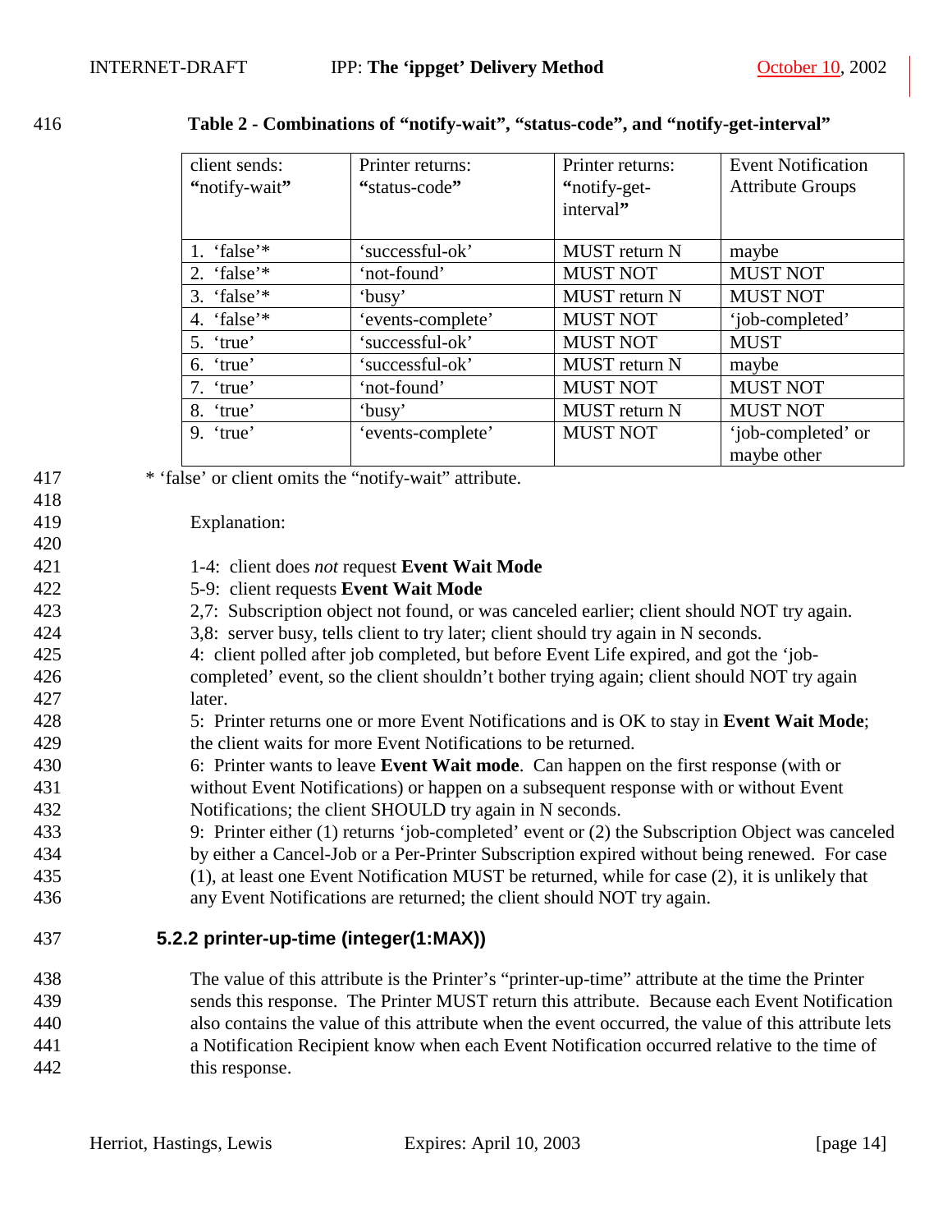**Table 2 - Combinations of "notify-wait", "status-code", and "notify-get-interval"**

| client sends: "notify-wait" | Printer returns: "status-code" | Printer returns: "notify-get-interval" | Event Notification Attribute Groups |
|---|---|---|---|
| 1. 'false'* | 'successful-ok' | MUST return N | maybe |
| 2. 'false'* | 'not-found' | MUST NOT | MUST NOT |
| 3. 'false'* | 'busy' | MUST return N | MUST NOT |
| 4. 'false'* | 'events-complete' | MUST NOT | 'job-completed' |
| 5. 'true' | 'successful-ok' | MUST NOT | MUST |
| 6. 'true' | 'successful-ok' | MUST return N | maybe |
| 7. 'true' | 'not-found' | MUST NOT | MUST NOT |
| 8. 'true' | 'busy' | MUST return N | MUST NOT |
| 9. 'true' | 'events-complete' | MUST NOT | 'job-completed' or maybe other |

* 'false' or client omits the "notify-wait" attribute.

Explanation:

1-4: client does *not* request **Event Wait Mode**
5-9: client requests **Event Wait Mode**
2,7: Subscription object not found, or was canceled earlier; client should NOT try again.
3,8: server busy, tells client to try later; client should try again in N seconds.
4: client polled after job completed, but before Event Life expired, and got the 'job-completed' event, so the client shouldn't bother trying again; client should NOT try again later.
5: Printer returns one or more Event Notifications and is OK to stay in **Event Wait Mode**; the client waits for more Event Notifications to be returned.
6: Printer wants to leave **Event Wait mode**. Can happen on the first response (with or without Event Notifications) or happen on a subsequent response with or without Event Notifications; the client SHOULD try again in N seconds.
9: Printer either (1) returns 'job-completed' event or (2) the Subscription Object was canceled by either a Cancel-Job or a Per-Printer Subscription expired without being renewed. For case (1), at least one Event Notification MUST be returned, while for case (2), it is unlikely that any Event Notifications are returned; the client should NOT try again.

### 5.2.2 printer-up-time (integer(1:MAX))

The value of this attribute is the Printer's "printer-up-time" attribute at the time the Printer sends this response. The Printer MUST return this attribute. Because each Event Notification also contains the value of this attribute when the event occurred, the value of this attribute lets a Notification Recipient know when each Event Notification occurred relative to the time of this response.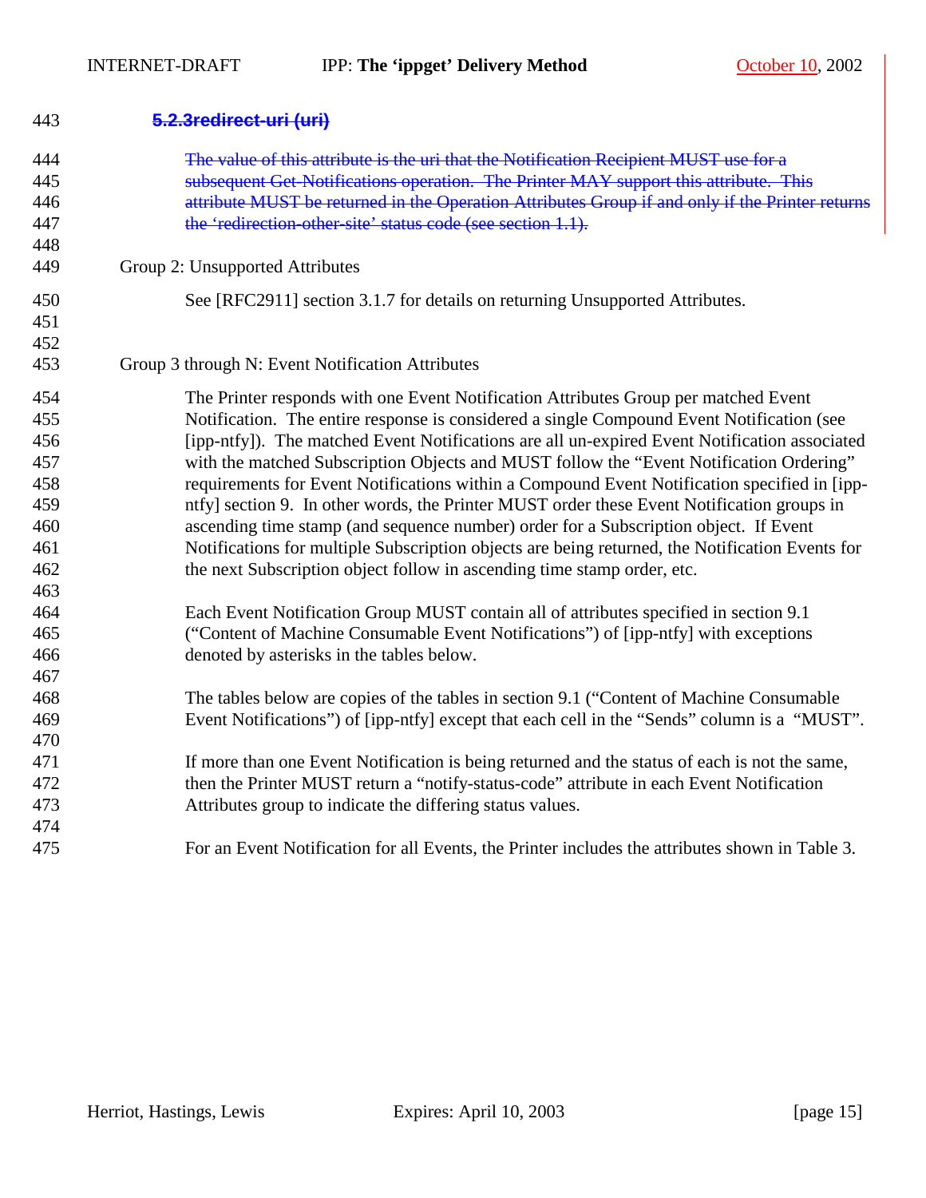#### ~~5.2.3 redirect-uri (uri)~~

~~The value of this attribute is the uri that the Notification Recipient MUST use for a subsequent Get-Notifications operation. The Printer MAY support this attribute. This attribute MUST be returned in the Operation Attributes Group if and only if the Printer returns the 'redirection-other-site' status code (see section 1.1).~~

Group 2: Unsupported Attributes

See [RFC2911] section 3.1.7 for details on returning Unsupported Attributes.

Group 3 through N: Event Notification Attributes

The Printer responds with one Event Notification Attributes Group per matched Event Notification. The entire response is considered a single Compound Event Notification (see [ipp-ntfy]). The matched Event Notifications are all un-expired Event Notification associated with the matched Subscription Objects and MUST follow the "Event Notification Ordering" requirements for Event Notifications within a Compound Event Notification specified in [ipp-ntfy] section 9. In other words, the Printer MUST order these Event Notification groups in ascending time stamp (and sequence number) order for a Subscription object. If Event Notifications for multiple Subscription objects are being returned, the Notification Events for the next Subscription object follow in ascending time stamp order, etc.

Each Event Notification Group MUST contain all of attributes specified in section 9.1 ("Content of Machine Consumable Event Notifications") of [ipp-ntfy] with exceptions denoted by asterisks in the tables below.

The tables below are copies of the tables in section 9.1 ("Content of Machine Consumable Event Notifications") of [ipp-ntfy] except that each cell in the "Sends" column is a "MUST".

If more than one Event Notification is being returned and the status of each is not the same, then the Printer MUST return a "notify-status-code" attribute in each Event Notification Attributes group to indicate the differing status values.

For an Event Notification for all Events, the Printer includes the attributes shown in Table 3.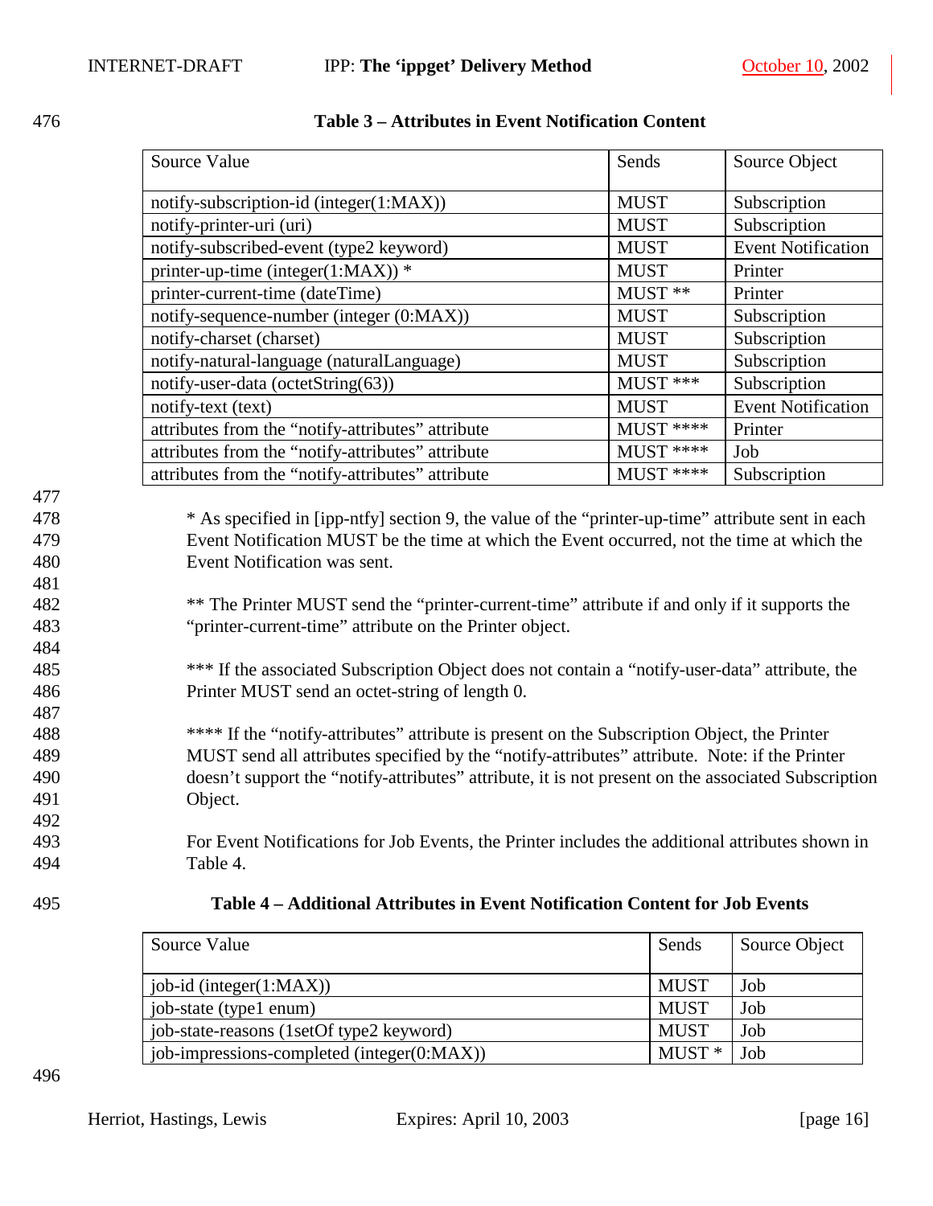**Table 3 – Attributes in Event Notification Content**

| Source Value | Sends | Source Object |
| --- | --- | --- |
| notify-subscription-id (integer(1:MAX)) | MUST | Subscription |
| notify-printer-uri (uri) | MUST | Subscription |
| notify-subscribed-event (type2 keyword) | MUST | Event Notification |
| printer-up-time (integer(1:MAX)) * | MUST | Printer |
| printer-current-time (dateTime) | MUST ** | Printer |
| notify-sequence-number (integer (0:MAX)) | MUST | Subscription |
| notify-charset (charset) | MUST | Subscription |
| notify-natural-language (naturalLanguage) | MUST | Subscription |
| notify-user-data (octetString(63)) | MUST *** | Subscription |
| notify-text (text) | MUST | Event Notification |
| attributes from the "notify-attributes" attribute | MUST **** | Printer |
| attributes from the "notify-attributes" attribute | MUST **** | Job |
| attributes from the "notify-attributes" attribute | MUST **** | Subscription |

* As specified in [ipp-ntfy] section 9, the value of the "printer-up-time" attribute sent in each Event Notification MUST be the time at which the Event occurred, not the time at which the Event Notification was sent.

** The Printer MUST send the "printer-current-time" attribute if and only if it supports the "printer-current-time" attribute on the Printer object.

*** If the associated Subscription Object does not contain a "notify-user-data" attribute, the Printer MUST send an octet-string of length 0.

**** If the "notify-attributes" attribute is present on the Subscription Object, the Printer MUST send all attributes specified by the "notify-attributes" attribute. Note: if the Printer doesn't support the "notify-attributes" attribute, it is not present on the associated Subscription Object.

For Event Notifications for Job Events, the Printer includes the additional attributes shown in Table 4.

**Table 4 – Additional Attributes in Event Notification Content for Job Events**

| Source Value | Sends | Source Object |
| --- | --- | --- |
| job-id (integer(1:MAX)) | MUST | Job |
| job-state (type1 enum) | MUST | Job |
| job-state-reasons (1setOf type2 keyword) | MUST | Job |
| job-impressions-completed (integer(0:MAX)) | MUST * | Job |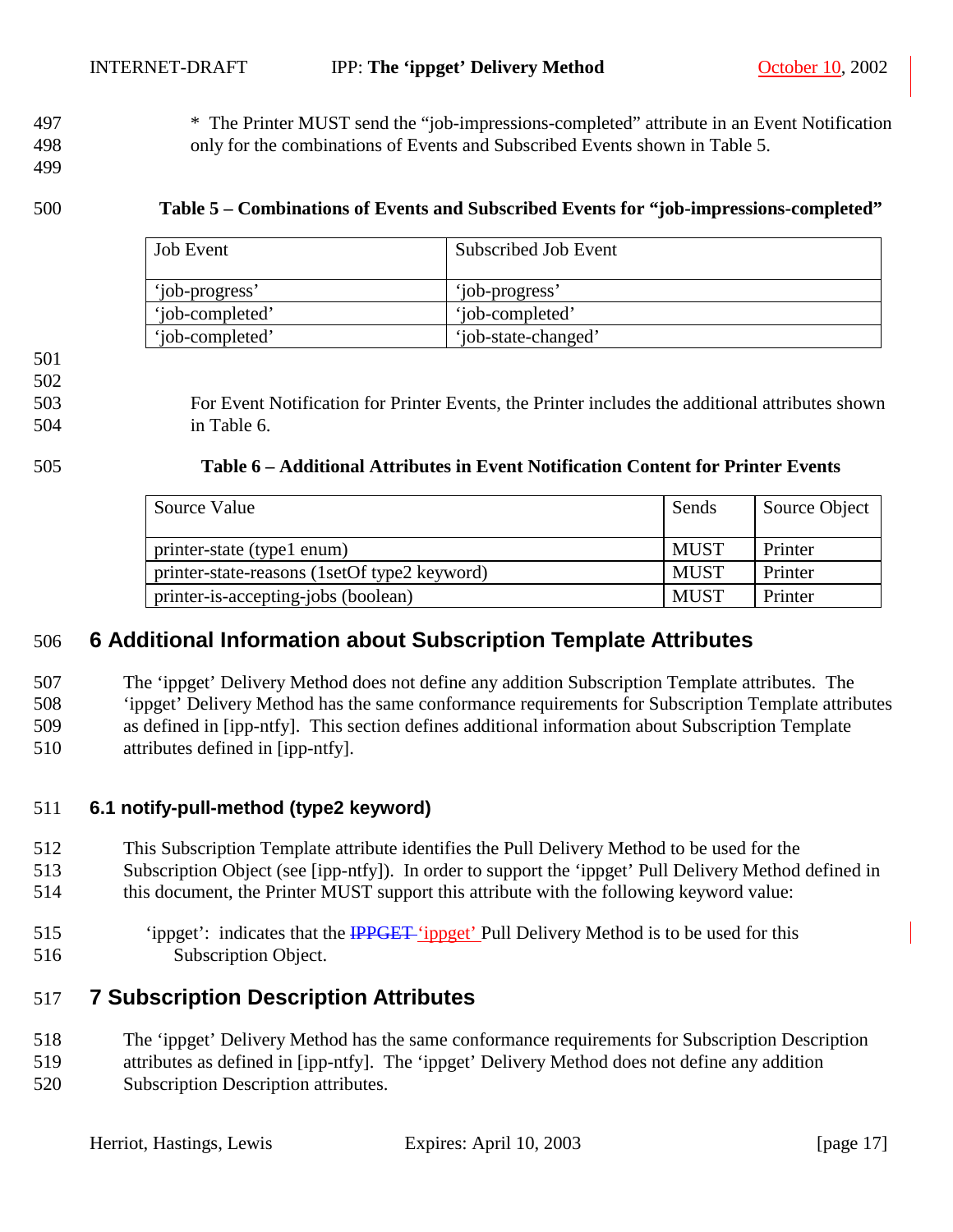* The Printer MUST send the “job-impressions-completed” attribute in an Event Notification only for the combinations of Events and Subscribed Events shown in Table 5.

**Table 5 – Combinations of Events and Subscribed Events for “job-impressions-completed”**

| Job Event | Subscribed Job Event |
|---|---|
| ‘job-progress’ | ‘job-progress’ |
| ‘job-completed’ | ‘job-completed’ |
| ‘job-completed’ | ‘job-state-changed’ |

For Event Notification for Printer Events, the Printer includes the additional attributes shown in Table 6.

**Table 6 – Additional Attributes in Event Notification Content for Printer Events**

| Source Value | Sends | Source Object |
|---|---|---|
| printer-state (type1 enum) | MUST | Printer |
| printer-state-reasons (1setOf type2 keyword) | MUST | Printer |
| printer-is-accepting-jobs (boolean) | MUST | Printer |

# 6 Additional Information about Subscription Template Attributes

The ‘ippget’ Delivery Method does not define any addition Subscription Template attributes. The ‘ippget’ Delivery Method has the same conformance requirements for Subscription Template attributes as defined in [ipp-ntfy]. This section defines additional information about Subscription Template attributes defined in [ipp-ntfy].

## 6.1 notify-pull-method (type2 keyword)

This Subscription Template attribute identifies the Pull Delivery Method to be used for the Subscription Object (see [ipp-ntfy]). In order to support the ‘ippget’ Pull Delivery Method defined in this document, the Printer MUST support this attribute with the following keyword value:

‘ippget’: indicates that the ~~IPPGET~~ ‘ippget’ Pull Delivery Method is to be used for this Subscription Object.

# 7 Subscription Description Attributes

The ‘ippget’ Delivery Method has the same conformance requirements for Subscription Description attributes as defined in [ipp-ntfy]. The ‘ippget’ Delivery Method does not define any addition Subscription Description attributes.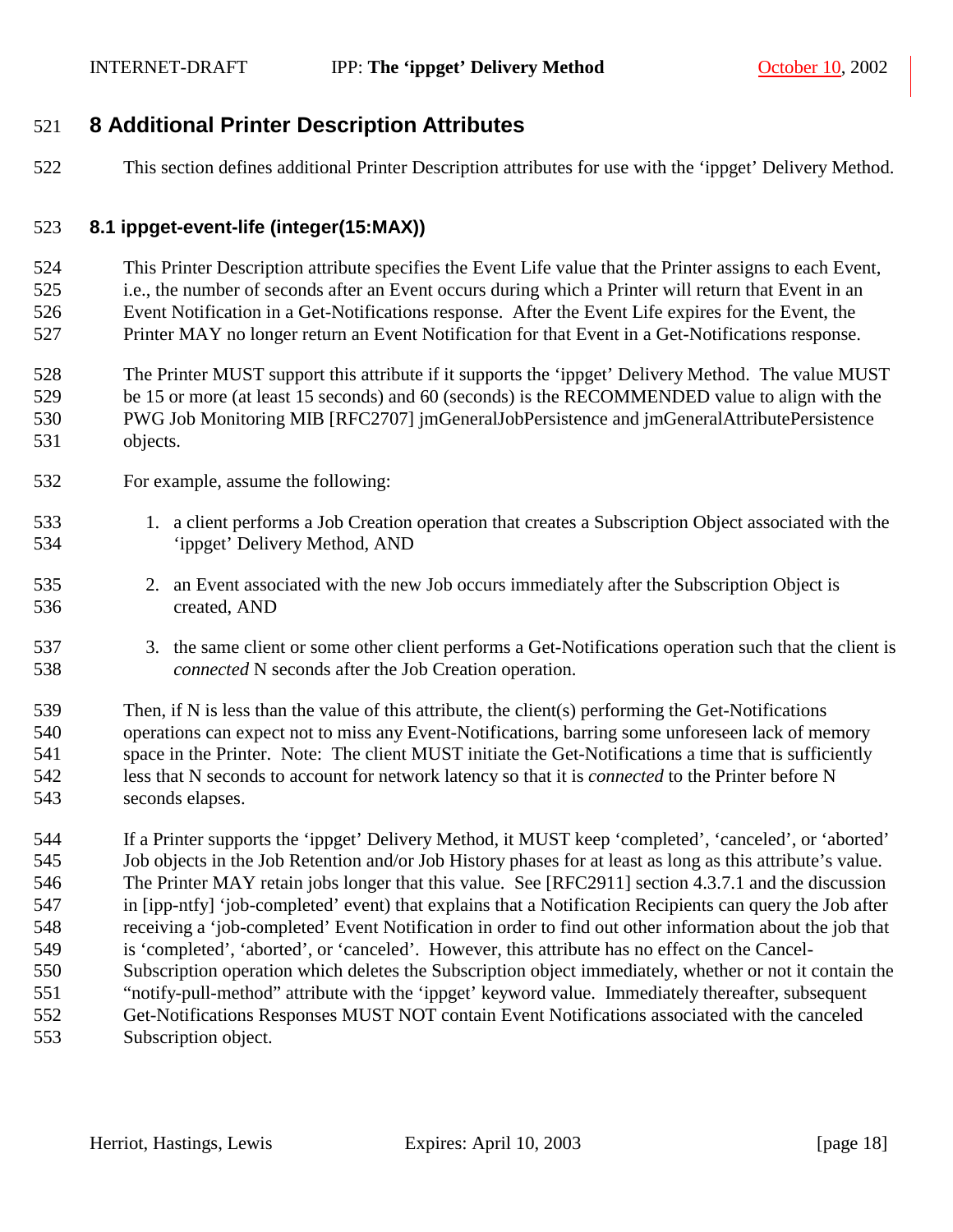# 8 Additional Printer Description Attributes

This section defines additional Printer Description attributes for use with the 'ippget' Delivery Method.

## 8.1 ippget-event-life (integer(15:MAX))

This Printer Description attribute specifies the Event Life value that the Printer assigns to each Event, i.e., the number of seconds after an Event occurs during which a Printer will return that Event in an Event Notification in a Get-Notifications response. After the Event Life expires for the Event, the Printer MAY no longer return an Event Notification for that Event in a Get-Notifications response.

The Printer MUST support this attribute if it supports the 'ippget' Delivery Method. The value MUST be 15 or more (at least 15 seconds) and 60 (seconds) is the RECOMMENDED value to align with the PWG Job Monitoring MIB [RFC2707] jmGeneralJobPersistence and jmGeneralAttributePersistence objects.

For example, assume the following:

1. a client performs a Job Creation operation that creates a Subscription Object associated with the 'ippget' Delivery Method, AND
2. an Event associated with the new Job occurs immediately after the Subscription Object is created, AND
3. the same client or some other client performs a Get-Notifications operation such that the client is *connected* N seconds after the Job Creation operation.

Then, if N is less than the value of this attribute, the client(s) performing the Get-Notifications operations can expect not to miss any Event-Notifications, barring some unforeseen lack of memory space in the Printer. Note: The client MUST initiate the Get-Notifications a time that is sufficiently less that N seconds to account for network latency so that it is *connected* to the Printer before N seconds elapses.

If a Printer supports the 'ippget' Delivery Method, it MUST keep 'completed', 'canceled', or 'aborted' Job objects in the Job Retention and/or Job History phases for at least as long as this attribute's value. The Printer MAY retain jobs longer that this value. See [RFC2911] section 4.3.7.1 and the discussion in [ipp-ntfy] 'job-completed' event) that explains that a Notification Recipients can query the Job after receiving a 'job-completed' Event Notification in order to find out other information about the job that is 'completed', 'aborted', or 'canceled'. However, this attribute has no effect on the Cancel-Subscription operation which deletes the Subscription object immediately, whether or not it contain the "notify-pull-method" attribute with the 'ippget' keyword value. Immediately thereafter, subsequent Get-Notifications Responses MUST NOT contain Event Notifications associated with the canceled Subscription object.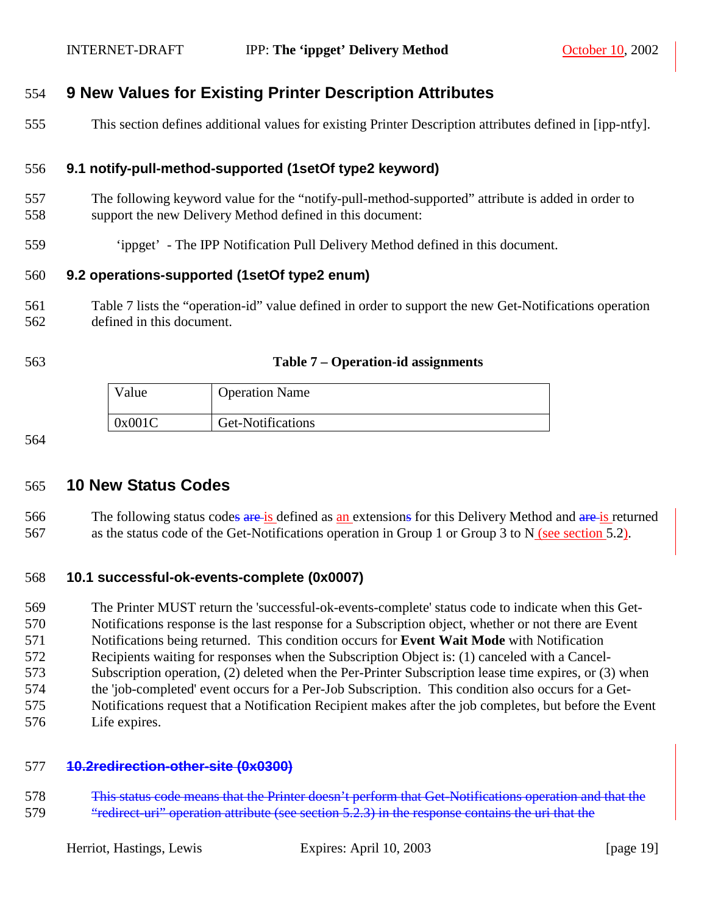# 9 New Values for Existing Printer Description Attributes

This section defines additional values for existing Printer Description attributes defined in [ipp-ntfy].

## 9.1 notify-pull-method-supported (1setOf type2 keyword)

The following keyword value for the "notify-pull-method-supported" attribute is added in order to support the new Delivery Method defined in this document:

'ippget' - The IPP Notification Pull Delivery Method defined in this document.

## 9.2 operations-supported (1setOf type2 enum)

Table 7 lists the "operation-id" value defined in order to support the new Get-Notifications operation defined in this document.

**Table 7 – Operation-id assignments**

| Value | Operation Name |
|---|---|
| 0x001C | Get-Notifications |

# 10 New Status Codes

The following status code is defined as an extension for this Delivery Method and is returned as the status code of the Get-Notifications operation in Group 1 or Group 3 to N (see section 5.2).

## 10.1 successful-ok-events-complete (0x0007)

The Printer MUST return the 'successful-ok-events-complete' status code to indicate when this Get-Notifications response is the last response for a Subscription object, whether or not there are Event Notifications being returned. This condition occurs for **Event Wait Mode** with Notification Recipients waiting for responses when the Subscription Object is: (1) canceled with a Cancel-Subscription operation, (2) deleted when the Per-Printer Subscription lease time expires, or (3) when the 'job-completed' event occurs for a Per-Job Subscription. This condition also occurs for a Get-Notifications request that a Notification Recipient makes after the job completes, but before the Event Life expires.

## ~~10.2redirection-other-site (0x0300)~~

~~This status code means that the Printer doesn't perform that Get-Notifications operation and that the "redirect-uri" operation attribute (see section 5.2.3) in the response contains the uri that the~~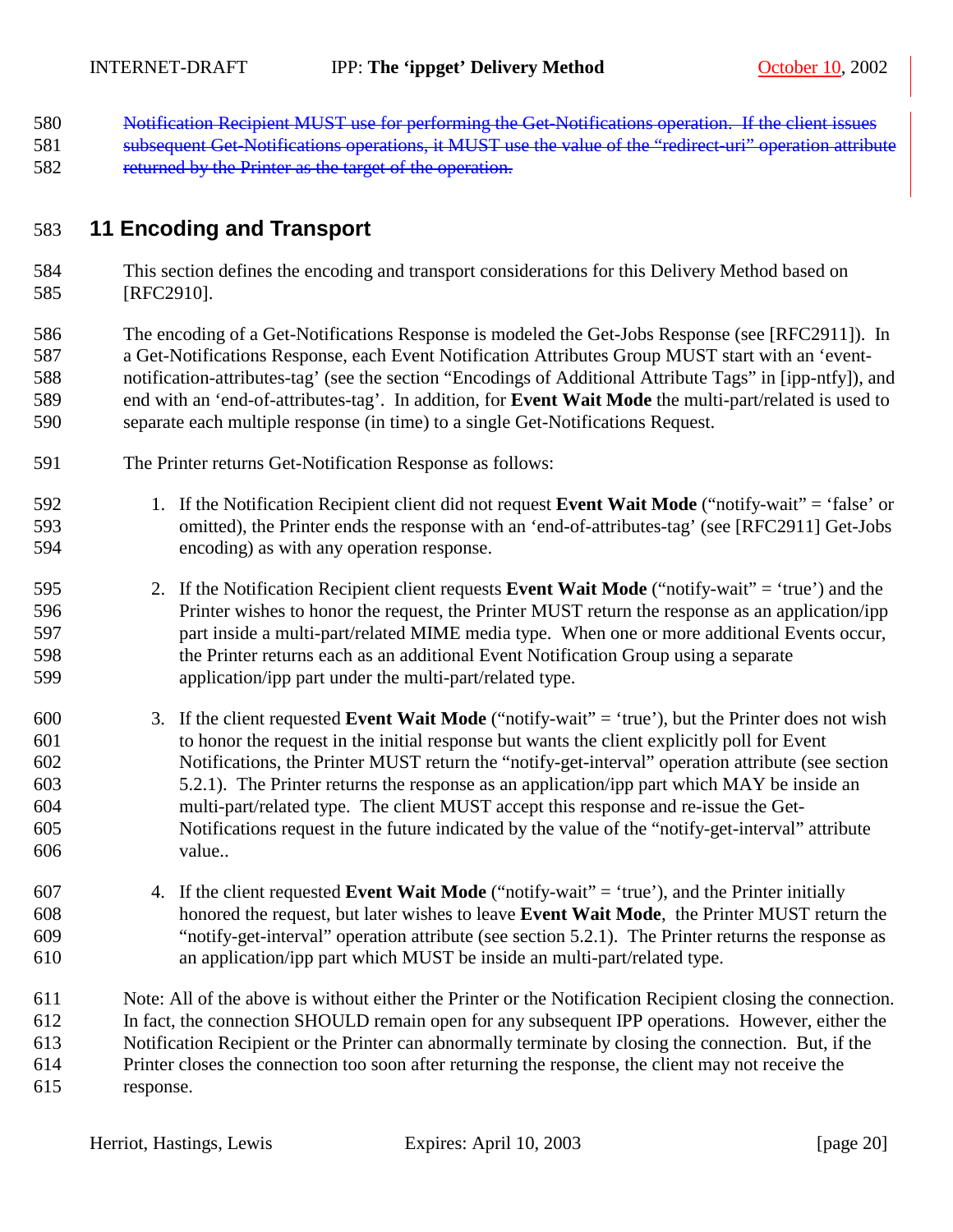~~Notification Recipient MUST use for performing the Get-Notifications operation. If the client issues subsequent Get-Notifications operations, it MUST use the value of the "redirect-uri" operation attribute returned by the Printer as the target of the operation.~~

# 11 Encoding and Transport

This section defines the encoding and transport considerations for this Delivery Method based on [RFC2910].

The encoding of a Get-Notifications Response is modeled the Get-Jobs Response (see [RFC2911]). In a Get-Notifications Response, each Event Notification Attributes Group MUST start with an 'event-notification-attributes-tag' (see the section "Encodings of Additional Attribute Tags" in [ipp-ntfy]), and end with an 'end-of-attributes-tag'. In addition, for **Event Wait Mode** the multi-part/related is used to separate each multiple response (in time) to a single Get-Notifications Request.

The Printer returns Get-Notification Response as follows:

1. If the Notification Recipient client did not request **Event Wait Mode** ("notify-wait" = 'false' or omitted), the Printer ends the response with an 'end-of-attributes-tag' (see [RFC2911] Get-Jobs encoding) as with any operation response.

2. If the Notification Recipient client requests **Event Wait Mode** ("notify-wait" = 'true') and the Printer wishes to honor the request, the Printer MUST return the response as an application/ipp part inside a multi-part/related MIME media type. When one or more additional Events occur, the Printer returns each as an additional Event Notification Group using a separate application/ipp part under the multi-part/related type.

3. If the client requested **Event Wait Mode** ("notify-wait" = 'true'), but the Printer does not wish to honor the request in the initial response but wants the client explicitly poll for Event Notifications, the Printer MUST return the "notify-get-interval" operation attribute (see section 5.2.1). The Printer returns the response as an application/ipp part which MAY be inside an multi-part/related type. The client MUST accept this response and re-issue the Get-Notifications request in the future indicated by the value of the "notify-get-interval" attribute value..

4. If the client requested **Event Wait Mode** ("notify-wait" = 'true'), and the Printer initially honored the request, but later wishes to leave **Event Wait Mode**, the Printer MUST return the "notify-get-interval" operation attribute (see section 5.2.1). The Printer returns the response as an application/ipp part which MUST be inside an multi-part/related type.

Note: All of the above is without either the Printer or the Notification Recipient closing the connection. In fact, the connection SHOULD remain open for any subsequent IPP operations. However, either the Notification Recipient or the Printer can abnormally terminate by closing the connection. But, if the Printer closes the connection too soon after returning the response, the client may not receive the response.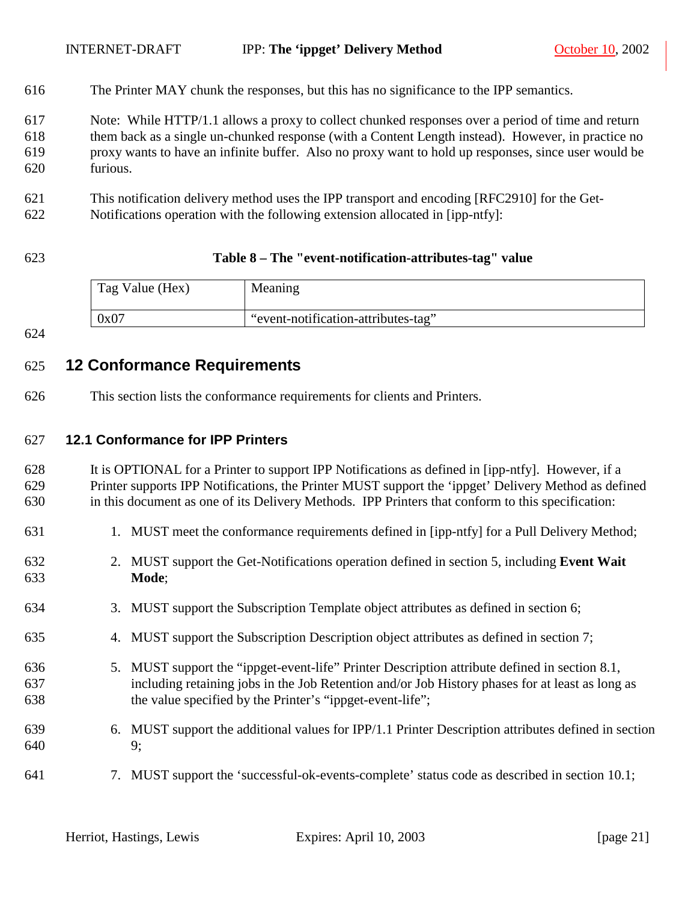The Printer MAY chunk the responses, but this has no significance to the IPP semantics.

Note: While HTTP/1.1 allows a proxy to collect chunked responses over a period of time and return them back as a single un-chunked response (with a Content Length instead). However, in practice no proxy wants to have an infinite buffer. Also no proxy want to hold up responses, since user would be furious.

This notification delivery method uses the IPP transport and encoding [RFC2910] for the Get-Notifications operation with the following extension allocated in [ipp-ntfy]:

**Table 8 – The "event-notification-attributes-tag" value**

| Tag Value (Hex) | Meaning |
| --- | --- |
| 0x07 | “event-notification-attributes-tag” |

# 12 Conformance Requirements

This section lists the conformance requirements for clients and Printers.

## 12.1 Conformance for IPP Printers

It is OPTIONAL for a Printer to support IPP Notifications as defined in [ipp-ntfy]. However, if a Printer supports IPP Notifications, the Printer MUST support the ‘ippget’ Delivery Method as defined in this document as one of its Delivery Methods. IPP Printers that conform to this specification:

1. MUST meet the conformance requirements defined in [ipp-ntfy] for a Pull Delivery Method;
2. MUST support the Get-Notifications operation defined in section 5, including **Event Wait Mode**;
3. MUST support the Subscription Template object attributes as defined in section 6;
4. MUST support the Subscription Description object attributes as defined in section 7;
5. MUST support the “ippget-event-life” Printer Description attribute defined in section 8.1, including retaining jobs in the Job Retention and/or Job History phases for at least as long as the value specified by the Printer’s “ippget-event-life”;
6. MUST support the additional values for IPP/1.1 Printer Description attributes defined in section 9;
7. MUST support the ‘successful-ok-events-complete’ status code as described in section 10.1;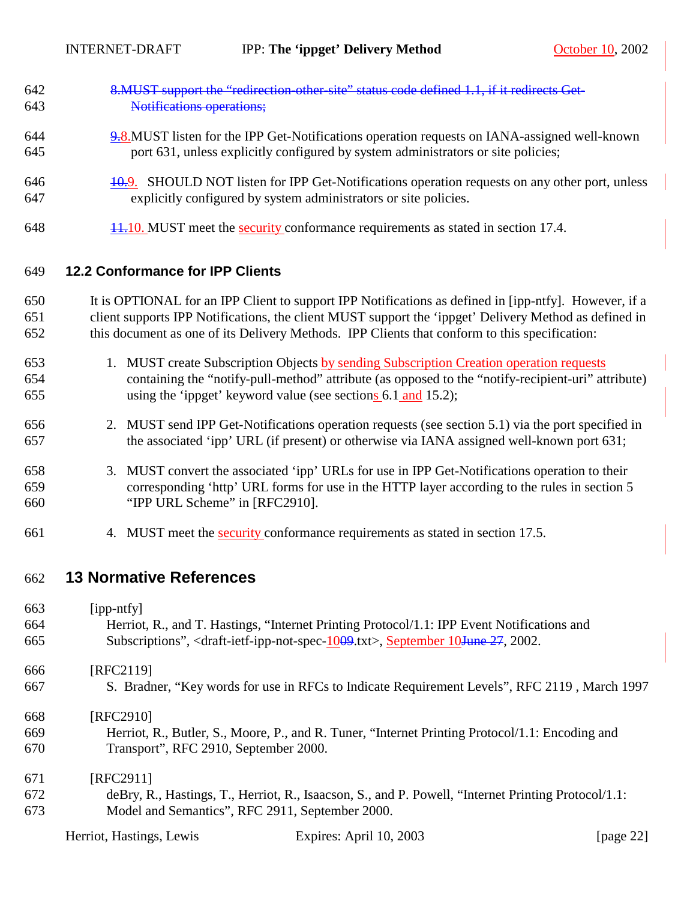8.MUST support the "redirection-other-site" status code defined 1.1, if it redirects Get-Notifications operations;

9.8.MUST listen for the IPP Get-Notifications operation requests on IANA-assigned well-known port 631, unless explicitly configured by system administrators or site policies;

10.9. SHOULD NOT listen for IPP Get-Notifications operation requests on any other port, unless explicitly configured by system administrators or site policies.

11.10. MUST meet the security conformance requirements as stated in section 17.4.

## 12.2 Conformance for IPP Clients

It is OPTIONAL for an IPP Client to support IPP Notifications as defined in [ipp-ntfy]. However, if a client supports IPP Notifications, the client MUST support the 'ippget' Delivery Method as defined in this document as one of its Delivery Methods. IPP Clients that conform to this specification:

1. MUST create Subscription Objects by sending Subscription Creation operation requests containing the "notify-pull-method" attribute (as opposed to the "notify-recipient-uri" attribute) using the 'ippget' keyword value (see sections 6.1 and 15.2);

2. MUST send IPP Get-Notifications operation requests (see section 5.1) via the port specified in the associated 'ipp' URL (if present) or otherwise via IANA assigned well-known port 631;

3. MUST convert the associated 'ipp' URLs for use in IPP Get-Notifications operation to their corresponding 'http' URL forms for use in the HTTP layer according to the rules in section 5 "IPP URL Scheme" in [RFC2910].

4. MUST meet the security conformance requirements as stated in section 17.5.

# 13 Normative References

[ipp-ntfy]
Herriot, R., and T. Hastings, "Internet Printing Protocol/1.1: IPP Event Notifications and Subscriptions", <draft-ietf-ipp-not-spec-1009.txt>, September 10June 27, 2002.

[RFC2119]
S. Bradner, "Key words for use in RFCs to Indicate Requirement Levels", RFC 2119 , March 1997

[RFC2910]
Herriot, R., Butler, S., Moore, P., and R. Tuner, "Internet Printing Protocol/1.1: Encoding and Transport", RFC 2910, September 2000.

[RFC2911]
deBry, R., Hastings, T., Herriot, R., Isaacson, S., and P. Powell, "Internet Printing Protocol/1.1: Model and Semantics", RFC 2911, September 2000.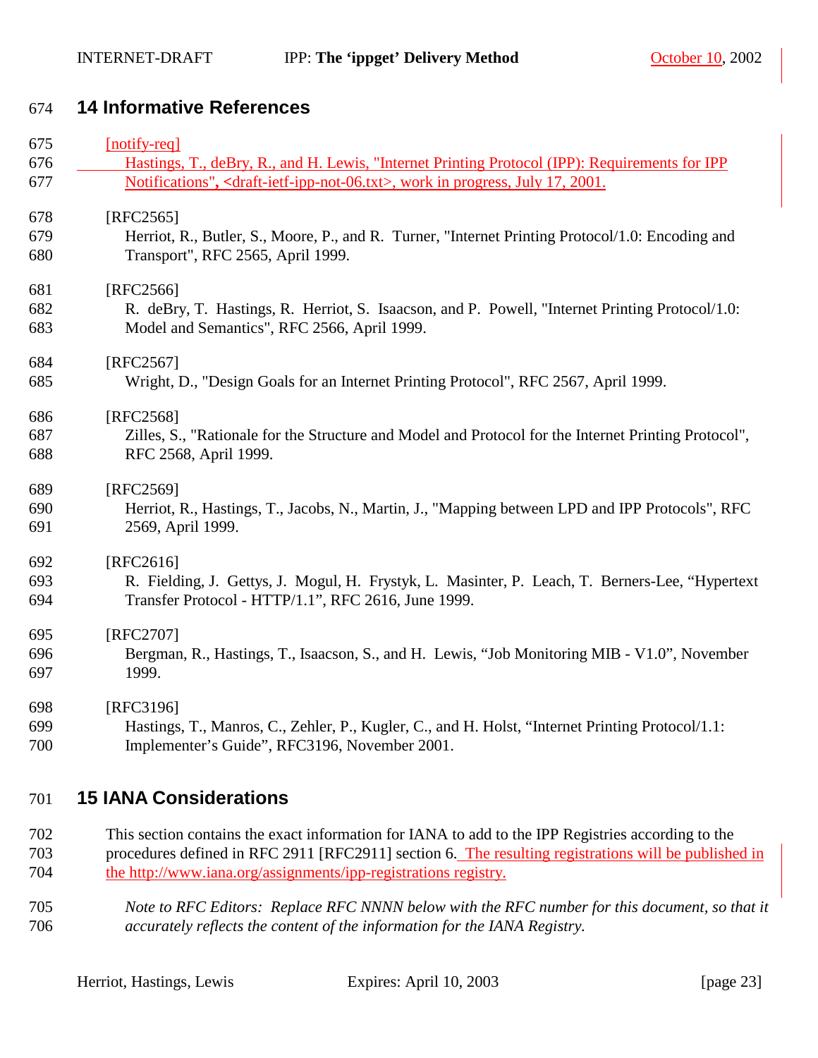## 14 Informative References

[notify-req]
Hastings, T., deBry, R., and H. Lewis, "Internet Printing Protocol (IPP): Requirements for IPP Notifications", <draft-ietf-ipp-not-06.txt>, work in progress, July 17, 2001.

[RFC2565]
Herriot, R., Butler, S., Moore, P., and R. Turner, "Internet Printing Protocol/1.0: Encoding and Transport", RFC 2565, April 1999.

[RFC2566]
R. deBry, T. Hastings, R. Herriot, S. Isaacson, and P. Powell, "Internet Printing Protocol/1.0: Model and Semantics", RFC 2566, April 1999.

[RFC2567]
Wright, D., "Design Goals for an Internet Printing Protocol", RFC 2567, April 1999.

[RFC2568]
Zilles, S., "Rationale for the Structure and Model and Protocol for the Internet Printing Protocol", RFC 2568, April 1999.

[RFC2569]
Herriot, R., Hastings, T., Jacobs, N., Martin, J., "Mapping between LPD and IPP Protocols", RFC 2569, April 1999.

[RFC2616]
R. Fielding, J. Gettys, J. Mogul, H. Frystyk, L. Masinter, P. Leach, T. Berners-Lee, "Hypertext Transfer Protocol - HTTP/1.1", RFC 2616, June 1999.

[RFC2707]
Bergman, R., Hastings, T., Isaacson, S., and H. Lewis, "Job Monitoring MIB - V1.0", November 1999.

[RFC3196]
Hastings, T., Manros, C., Zehler, P., Kugler, C., and H. Holst, "Internet Printing Protocol/1.1: Implementer's Guide", RFC3196, November 2001.

## 15 IANA Considerations

This section contains the exact information for IANA to add to the IPP Registries according to the procedures defined in RFC 2911 [RFC2911] section 6. The resulting registrations will be published in the http://www.iana.org/assignments/ipp-registrations registry.

*Note to RFC Editors: Replace RFC NNNN below with the RFC number for this document, so that it accurately reflects the content of the information for the IANA Registry.*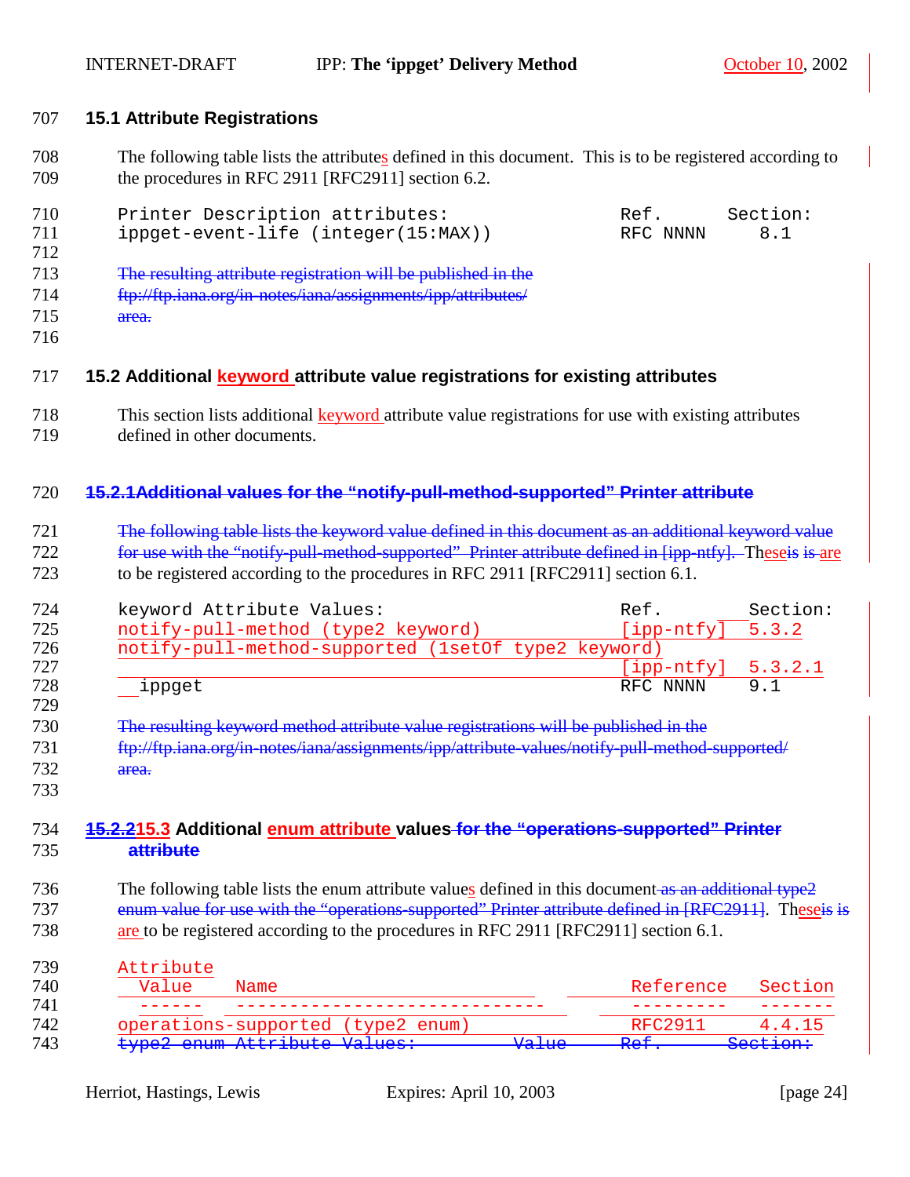## 15.1 Attribute Registrations

The following table lists the attributes defined in this document. This is to be registered according to the procedures in RFC 2911 [RFC2911] section 6.2.

```
Printer Description attributes:                 Ref.      Section:
ippget-event-life (integer(15:MAX))             RFC NNNN    8.1
```

~~The resulting attribute registration will be published in the ftp://ftp.iana.org/in-notes/iana/assignments/ipp/attributes/ area.~~

## 15.2 Additional keyword attribute value registrations for existing attributes

This section lists additional keyword attribute value registrations for use with existing attributes defined in other documents.

### ~~15.2.1 Additional values for the "notify-pull-method-supported" Printer attribute~~

~~The following table lists the keyword value defined in this document as an additional keyword value for use with the "notify-pull-method-supported" Printer attribute defined in [ipp-ntfy].~~ These ~~is~~ are to be registered according to the procedures in RFC 2911 [RFC2911] section 6.1.

```
keyword Attribute Values:                        Ref.       Section:
notify-pull-method (type2 keyword)               [ipp-ntfy]  5.3.2
notify-pull-method-supported (1setOf type2 keyword)
                                                 [ipp-ntfy]  5.3.2.1
  ippget                                         RFC NNNN    9.1
```

~~The resulting keyword method attribute value registrations will be published in the ftp://ftp.iana.org/in-notes/iana/assignments/ipp/attribute-values/notify-pull-method-supported/ area.~~

## ~~15.2.2~~ 15.3 Additional enum attribute values ~~for the "operations-supported" Printer attribute~~

The following table lists the enum attribute values defined in this document ~~as an additional type2 enum value for use with the "operations-supported" Printer attribute defined in [RFC2911]~~. These ~~is~~ are to be registered according to the procedures in RFC 2911 [RFC2911] section 6.1.

```
Attribute
  Value     Name                                     Reference   Section
  ------    ----------------------------             ---------   -------
operations-supported (type2 enum)                    RFC2911     4.4.15
~~type2 enum Attribute Values:          Value      Ref.       Section:~~
```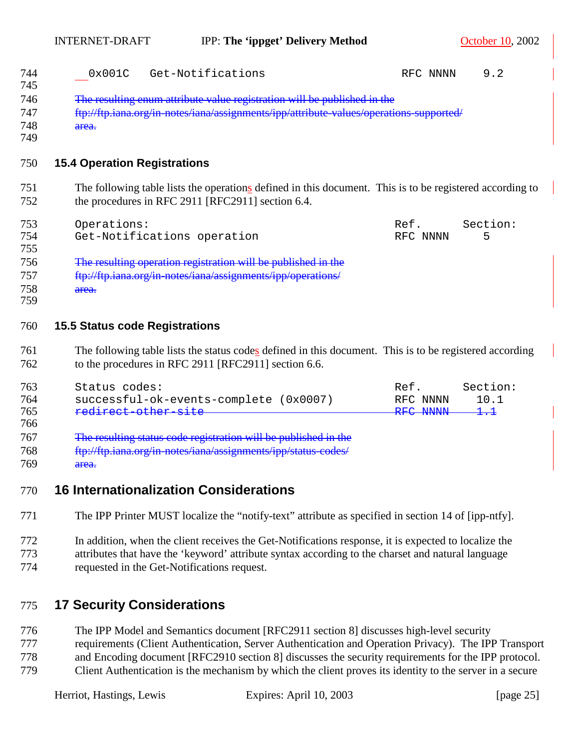| | | | |
|---|---|---|---|
| 0x001C | Get-Notifications | RFC NNNN | 9.2 |

~~The resulting enum attribute value registration will be published in the ftp://ftp.iana.org/in-notes/iana/assignments/ipp/attribute-values/operations-supported/ area.~~

## 15.4 Operation Registrations

The following table lists the operations defined in this document. This is to be registered according to the procedures in RFC 2911 [RFC2911] section 6.4.

| Operations: | Ref. | Section: |
|---|---|---|
| Get-Notifications operation | RFC NNNN | 5 |

~~The resulting operation registration will be published in the ftp://ftp.iana.org/in-notes/iana/assignments/ipp/operations/ area.~~

## 15.5 Status code Registrations

The following table lists the status codes defined in this document. This is to be registered according to the procedures in RFC 2911 [RFC2911] section 6.6.

| Status codes: | Ref. | Section: |
|---|---|---|
| successful-ok-events-complete (0x0007) | RFC NNNN | 10.1 |
| ~~redirect-other-site~~ | ~~RFC NNNN~~ | ~~1.1~~ |

~~The resulting status code registration will be published in the ftp://ftp.iana.org/in-notes/iana/assignments/ipp/status-codes/ area.~~

# 16 Internationalization Considerations

The IPP Printer MUST localize the "notify-text" attribute as specified in section 14 of [ipp-ntfy].

In addition, when the client receives the Get-Notifications response, it is expected to localize the attributes that have the 'keyword' attribute syntax according to the charset and natural language requested in the Get-Notifications request.

# 17 Security Considerations

The IPP Model and Semantics document [RFC2911 section 8] discusses high-level security requirements (Client Authentication, Server Authentication and Operation Privacy). The IPP Transport and Encoding document [RFC2910 section 8] discusses the security requirements for the IPP protocol. Client Authentication is the mechanism by which the client proves its identity to the server in a secure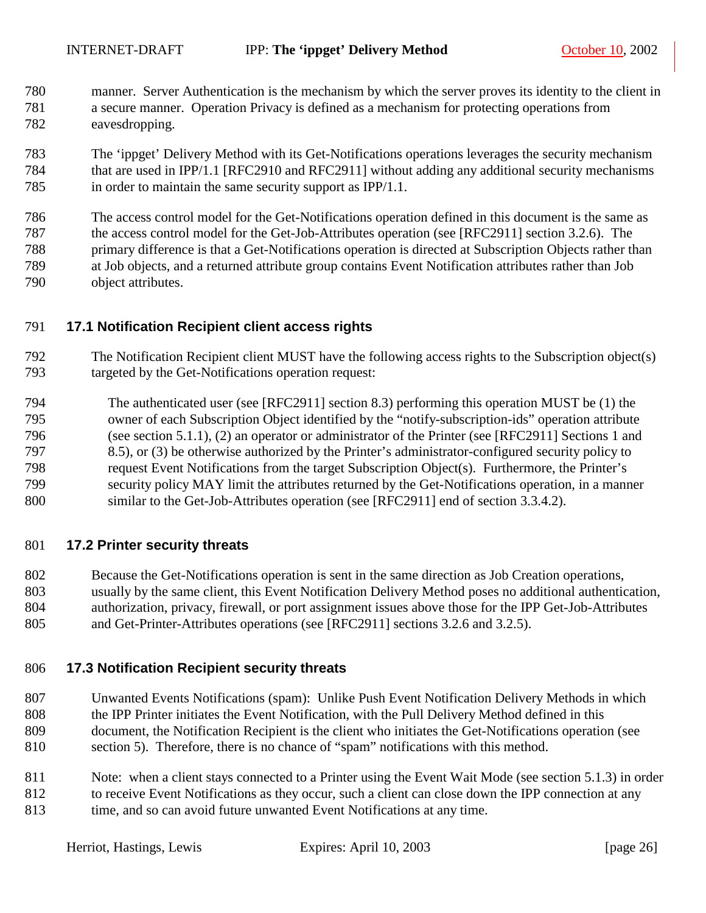manner. Server Authentication is the mechanism by which the server proves its identity to the client in a secure manner. Operation Privacy is defined as a mechanism for protecting operations from eavesdropping.

The 'ippget' Delivery Method with its Get-Notifications operations leverages the security mechanism that are used in IPP/1.1 [RFC2910 and RFC2911] without adding any additional security mechanisms in order to maintain the same security support as IPP/1.1.

The access control model for the Get-Notifications operation defined in this document is the same as the access control model for the Get-Job-Attributes operation (see [RFC2911] section 3.2.6). The primary difference is that a Get-Notifications operation is directed at Subscription Objects rather than at Job objects, and a returned attribute group contains Event Notification attributes rather than Job object attributes.

## 17.1 Notification Recipient client access rights

The Notification Recipient client MUST have the following access rights to the Subscription object(s) targeted by the Get-Notifications operation request:

> The authenticated user (see [RFC2911] section 8.3) performing this operation MUST be (1) the owner of each Subscription Object identified by the "notify-subscription-ids" operation attribute (see section 5.1.1), (2) an operator or administrator of the Printer (see [RFC2911] Sections 1 and 8.5), or (3) be otherwise authorized by the Printer's administrator-configured security policy to request Event Notifications from the target Subscription Object(s). Furthermore, the Printer's security policy MAY limit the attributes returned by the Get-Notifications operation, in a manner similar to the Get-Job-Attributes operation (see [RFC2911] end of section 3.3.4.2).

## 17.2 Printer security threats

Because the Get-Notifications operation is sent in the same direction as Job Creation operations, usually by the same client, this Event Notification Delivery Method poses no additional authentication, authorization, privacy, firewall, or port assignment issues above those for the IPP Get-Job-Attributes and Get-Printer-Attributes operations (see [RFC2911] sections 3.2.6 and 3.2.5).

## 17.3 Notification Recipient security threats

Unwanted Events Notifications (spam): Unlike Push Event Notification Delivery Methods in which the IPP Printer initiates the Event Notification, with the Pull Delivery Method defined in this document, the Notification Recipient is the client who initiates the Get-Notifications operation (see section 5). Therefore, there is no chance of "spam" notifications with this method.

Note: when a client stays connected to a Printer using the Event Wait Mode (see section 5.1.3) in order to receive Event Notifications as they occur, such a client can close down the IPP connection at any time, and so can avoid future unwanted Event Notifications at any time.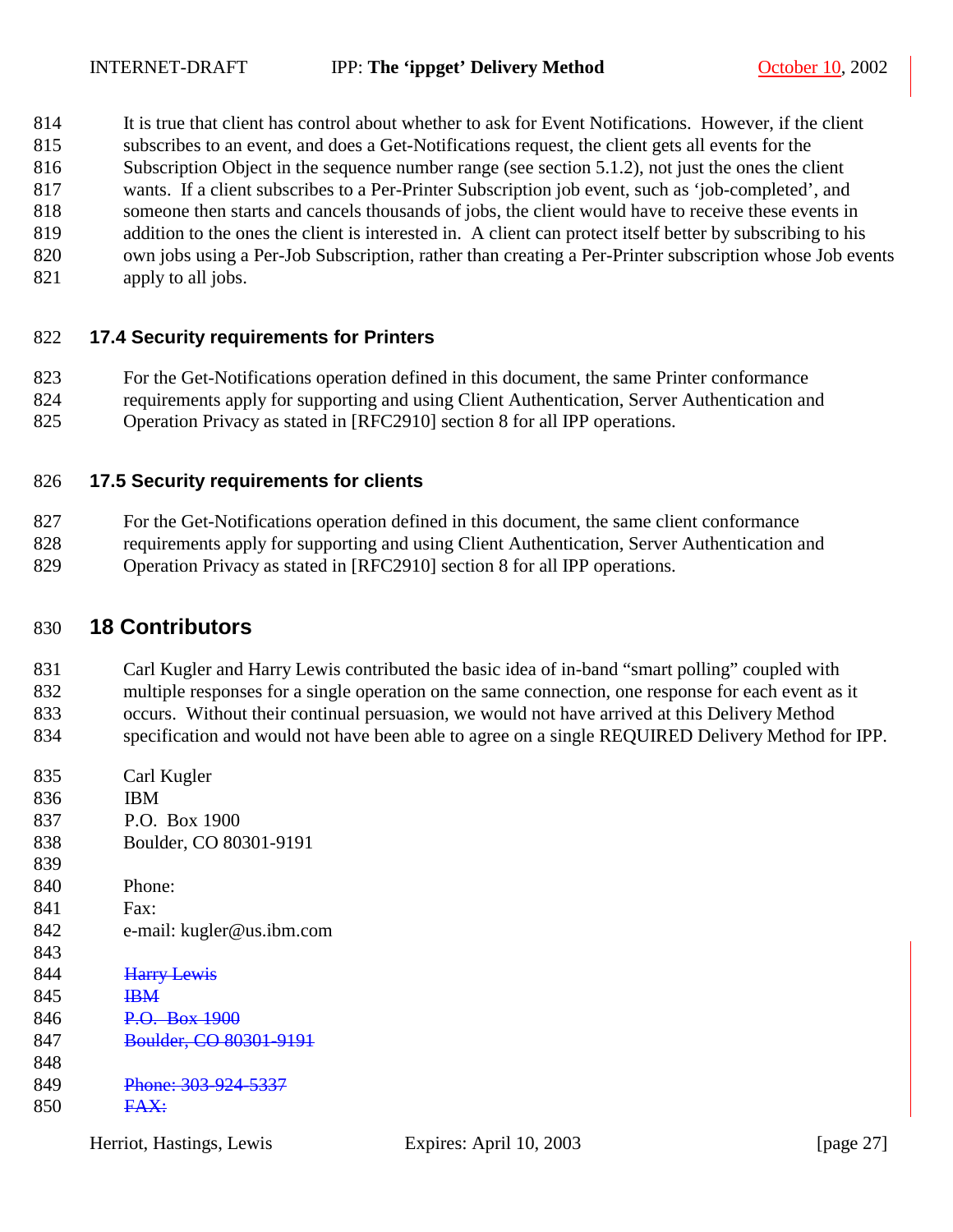It is true that client has control about whether to ask for Event Notifications. However, if the client subscribes to an event, and does a Get-Notifications request, the client gets all events for the Subscription Object in the sequence number range (see section 5.1.2), not just the ones the client wants. If a client subscribes to a Per-Printer Subscription job event, such as 'job-completed', and someone then starts and cancels thousands of jobs, the client would have to receive these events in addition to the ones the client is interested in. A client can protect itself better by subscribing to his own jobs using a Per-Job Subscription, rather than creating a Per-Printer subscription whose Job events apply to all jobs.

### 17.4 Security requirements for Printers

For the Get-Notifications operation defined in this document, the same Printer conformance requirements apply for supporting and using Client Authentication, Server Authentication and Operation Privacy as stated in [RFC2910] section 8 for all IPP operations.

### 17.5 Security requirements for clients

For the Get-Notifications operation defined in this document, the same client conformance requirements apply for supporting and using Client Authentication, Server Authentication and Operation Privacy as stated in [RFC2910] section 8 for all IPP operations.

## 18 Contributors

Carl Kugler and Harry Lewis contributed the basic idea of in-band "smart polling" coupled with multiple responses for a single operation on the same connection, one response for each event as it occurs. Without their continual persuasion, we would not have arrived at this Delivery Method specification and would not have been able to agree on a single REQUIRED Delivery Method for IPP.

Carl Kugler
IBM
P.O. Box 1900
Boulder, CO 80301-9191

Phone:
Fax:
e-mail: kugler@us.ibm.com

~~Harry Lewis~~
~~IBM~~
~~P.O. Box 1900~~
~~Boulder, CO 80301-9191~~

~~Phone: 303-924-5337~~
~~FAX:~~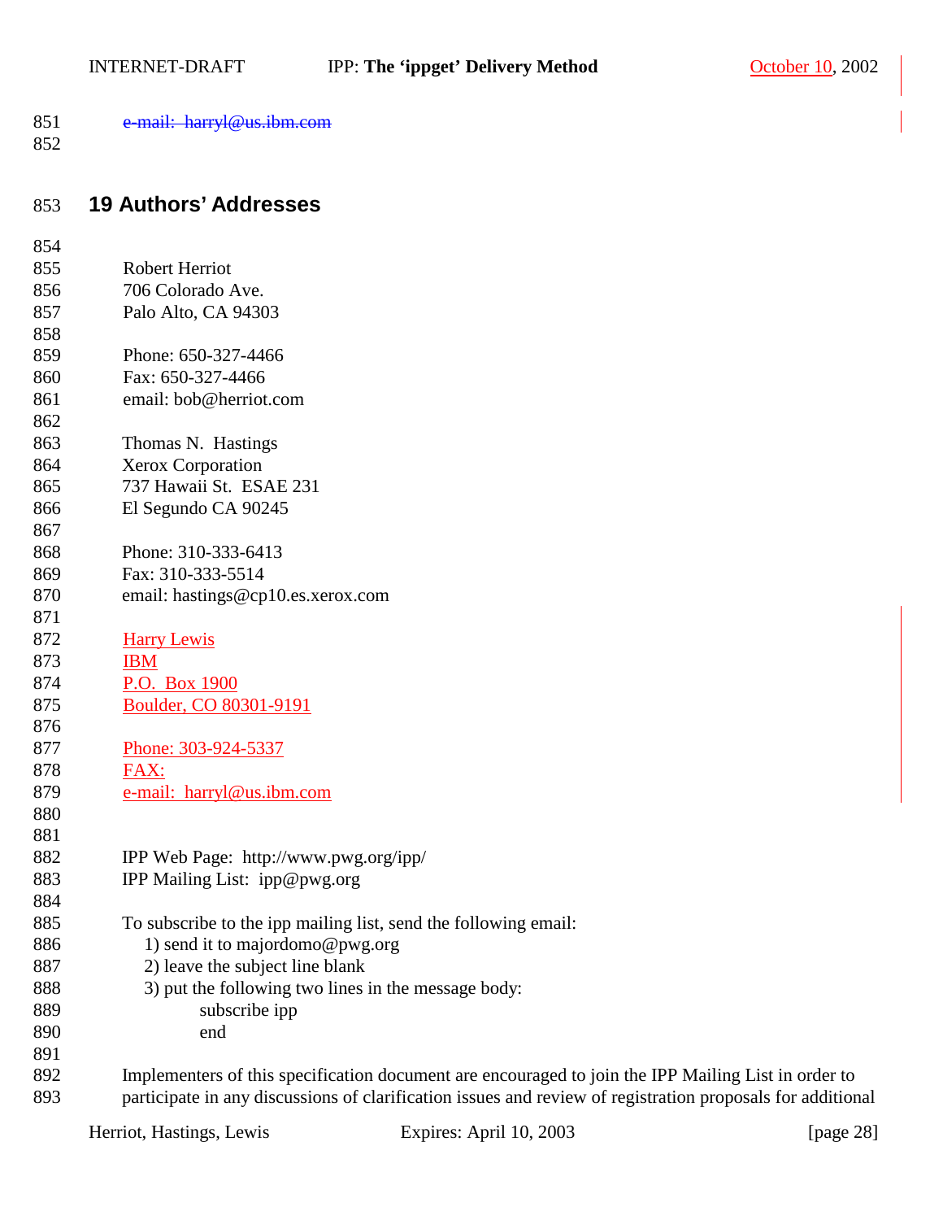~~e-mail:  harryl@us.ibm.com~~

## 19 Authors' Addresses

Robert Herriot
706 Colorado Ave.
Palo Alto, CA 94303

Phone: 650-327-4466
Fax: 650-327-4466
email: bob@herriot.com

Thomas N.  Hastings
Xerox Corporation
737 Hawaii St.  ESAE 231
El Segundo CA 90245

Phone: 310-333-6413
Fax: 310-333-5514
email: hastings@cp10.es.xerox.com

Harry Lewis
IBM
P.O.  Box 1900
Boulder, CO 80301-9191

Phone: 303-924-5337
FAX:
e-mail:  harryl@us.ibm.com

IPP Web Page:  http://www.pwg.org/ipp/
IPP Mailing List:  ipp@pwg.org

To subscribe to the ipp mailing list, send the following email:
1) send it to majordomo@pwg.org
2) leave the subject line blank
3) put the following two lines in the message body:
    subscribe ipp
    end

Implementers of this specification document are encouraged to join the IPP Mailing List in order to participate in any discussions of clarification issues and review of registration proposals for additional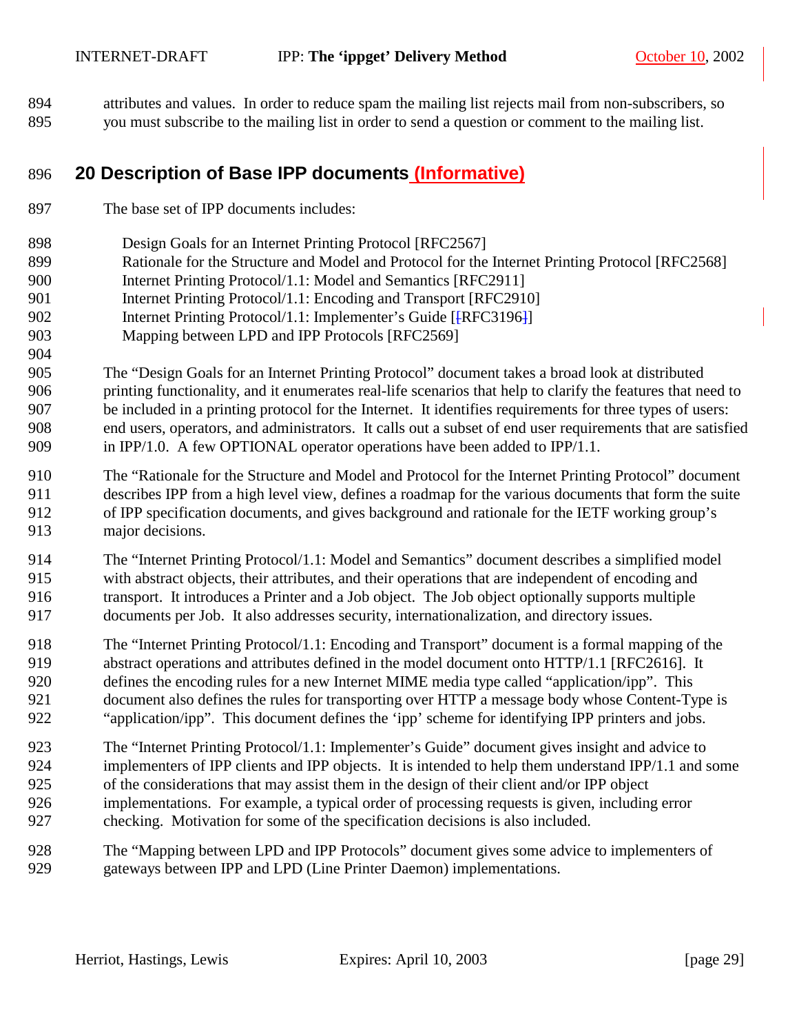attributes and values. In order to reduce spam the mailing list rejects mail from non-subscribers, so you must subscribe to the mailing list in order to send a question or comment to the mailing list.

## 20 Description of Base IPP documents (Informative)

The base set of IPP documents includes:

Design Goals for an Internet Printing Protocol [RFC2567]
Rationale for the Structure and Model and Protocol for the Internet Printing Protocol [RFC2568]
Internet Printing Protocol/1.1: Model and Semantics [RFC2911]
Internet Printing Protocol/1.1: Encoding and Transport [RFC2910]
Internet Printing Protocol/1.1: Implementer's Guide [RFC3196]
Mapping between LPD and IPP Protocols [RFC2569]

The "Design Goals for an Internet Printing Protocol" document takes a broad look at distributed printing functionality, and it enumerates real-life scenarios that help to clarify the features that need to be included in a printing protocol for the Internet. It identifies requirements for three types of users: end users, operators, and administrators. It calls out a subset of end user requirements that are satisfied in IPP/1.0. A few OPTIONAL operator operations have been added to IPP/1.1.

The "Rationale for the Structure and Model and Protocol for the Internet Printing Protocol" document describes IPP from a high level view, defines a roadmap for the various documents that form the suite of IPP specification documents, and gives background and rationale for the IETF working group's major decisions.

The "Internet Printing Protocol/1.1: Model and Semantics" document describes a simplified model with abstract objects, their attributes, and their operations that are independent of encoding and transport. It introduces a Printer and a Job object. The Job object optionally supports multiple documents per Job. It also addresses security, internationalization, and directory issues.

The "Internet Printing Protocol/1.1: Encoding and Transport" document is a formal mapping of the abstract operations and attributes defined in the model document onto HTTP/1.1 [RFC2616]. It defines the encoding rules for a new Internet MIME media type called "application/ipp". This document also defines the rules for transporting over HTTP a message body whose Content-Type is "application/ipp". This document defines the 'ipp' scheme for identifying IPP printers and jobs.

The "Internet Printing Protocol/1.1: Implementer's Guide" document gives insight and advice to implementers of IPP clients and IPP objects. It is intended to help them understand IPP/1.1 and some of the considerations that may assist them in the design of their client and/or IPP object implementations. For example, a typical order of processing requests is given, including error checking. Motivation for some of the specification decisions is also included.

The "Mapping between LPD and IPP Protocols" document gives some advice to implementers of gateways between IPP and LPD (Line Printer Daemon) implementations.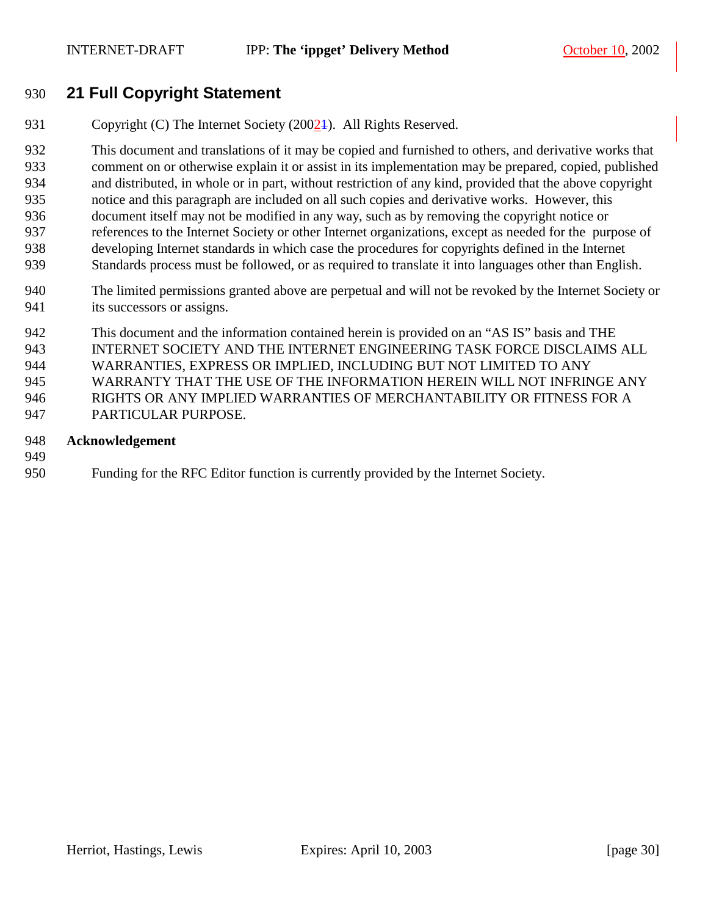# 21 Full Copyright Statement

Copyright (C) The Internet Society (20021). All Rights Reserved.

This document and translations of it may be copied and furnished to others, and derivative works that comment on or otherwise explain it or assist in its implementation may be prepared, copied, published and distributed, in whole or in part, without restriction of any kind, provided that the above copyright notice and this paragraph are included on all such copies and derivative works. However, this document itself may not be modified in any way, such as by removing the copyright notice or references to the Internet Society or other Internet organizations, except as needed for the purpose of developing Internet standards in which case the procedures for copyrights defined in the Internet Standards process must be followed, or as required to translate it into languages other than English.

The limited permissions granted above are perpetual and will not be revoked by the Internet Society or its successors or assigns.

This document and the information contained herein is provided on an "AS IS" basis and THE INTERNET SOCIETY AND THE INTERNET ENGINEERING TASK FORCE DISCLAIMS ALL WARRANTIES, EXPRESS OR IMPLIED, INCLUDING BUT NOT LIMITED TO ANY WARRANTY THAT THE USE OF THE INFORMATION HEREIN WILL NOT INFRINGE ANY RIGHTS OR ANY IMPLIED WARRANTIES OF MERCHANTABILITY OR FITNESS FOR A PARTICULAR PURPOSE.

**Acknowledgement**

Funding for the RFC Editor function is currently provided by the Internet Society.